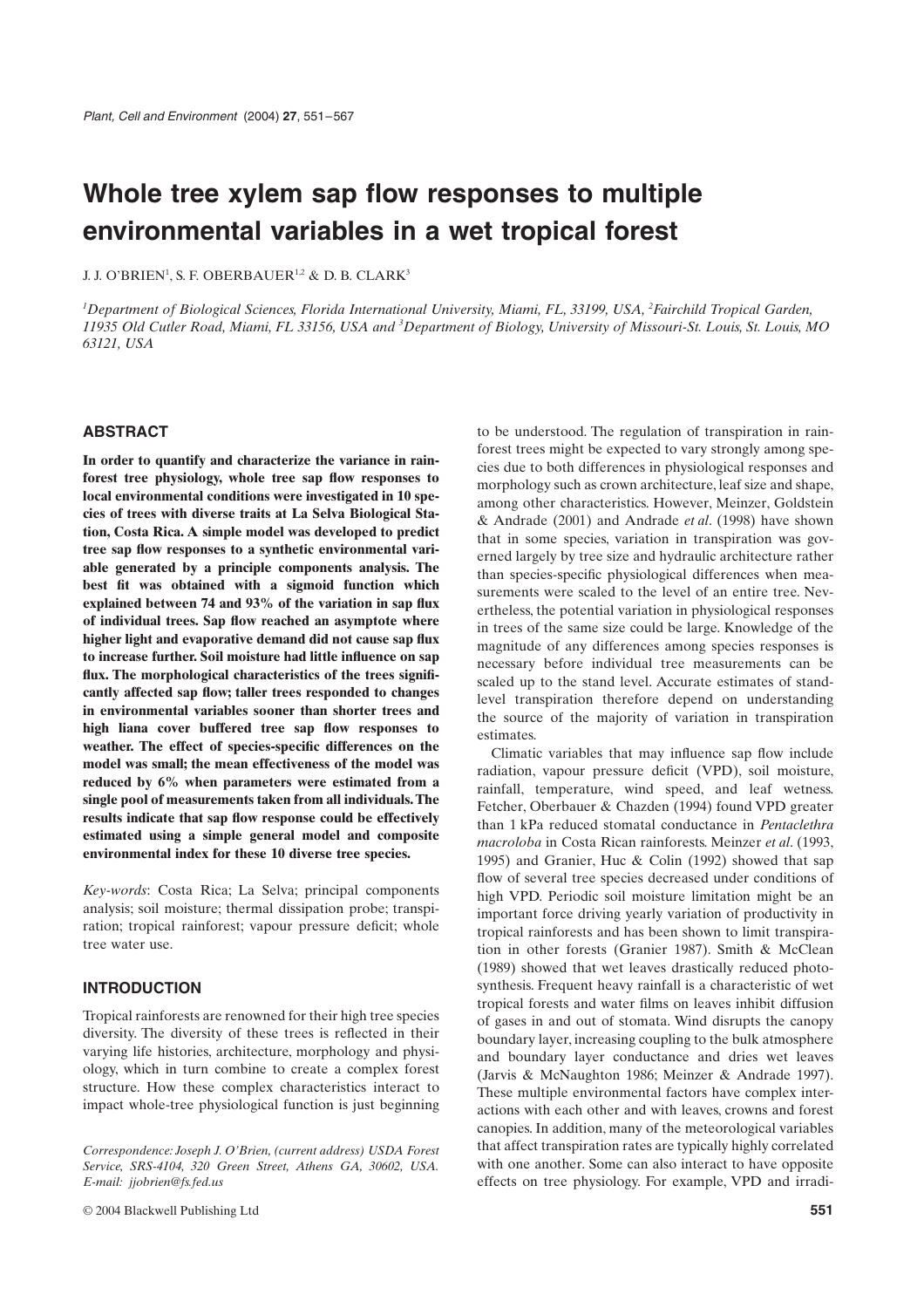# Whole tree xylem sap flow responses to multiple environmental variables in a wet tropical forest

J. J. O'BRIEN[1], S. F. OBERBAUER[1,2] & D. B. CLARK[3]

[1]*Department of Biological Sciences, Florida International University, Miami, FL, 33199, USA,* [2]*Fairchild Tropical Garden, 11935 Old Cutler Road, Miami, FL 33156, USA and* [3]*Department of Biology, University of Missouri-St. Louis, St. Louis, MO 63121, USA*

## ABSTRACT

**In order to quantify and characterize the variance in rainforest tree physiology, whole tree sap flow responses to local environmental conditions were investigated in 10 species of trees with diverse traits at La Selva Biological Station, Costa Rica. A simple model was developed to predict tree sap flow responses to a synthetic environmental variable generated by a principle components analysis. The best fit was obtained with a sigmoid function which explained between 74 and 93% of the variation in sap flux of individual trees. Sap flow reached an asymptote where higher light and evaporative demand did not cause sap flux to increase further. Soil moisture had little influence on sap flux. The morphological characteristics of the trees significantly affected sap flow; taller trees responded to changes in environmental variables sooner than shorter trees and high liana cover buffered tree sap flow responses to weather. The effect of species-specific differences on the model was small; the mean effectiveness of the model was reduced by 6% when parameters were estimated from a single pool of measurements taken from all individuals. The results indicate that sap flow response could be effectively estimated using a simple general model and composite environmental index for these 10 diverse tree species.**

*Key-words*: Costa Rica; La Selva; principal components analysis; soil moisture; thermal dissipation probe; transpiration; tropical rainforest; vapour pressure deficit; whole tree water use.

## INTRODUCTION

Tropical rainforests are renowned for their high tree species diversity. The diversity of these trees is reflected in their varying life histories, architecture, morphology and physiology, which in turn combine to create a complex forest structure. How these complex characteristics interact to impact whole-tree physiological function is just beginning to be understood. The regulation of transpiration in rainforest trees might be expected to vary strongly among species due to both differences in physiological responses and morphology such as crown architecture, leaf size and shape, among other characteristics. However, Meinzer, Goldstein & Andrade (2001) and Andrade *et al*. (1998) have shown that in some species, variation in transpiration was governed largely by tree size and hydraulic architecture rather than species-specific physiological differences when measurements were scaled to the level of an entire tree. Nevertheless, the potential variation in physiological responses in trees of the same size could be large. Knowledge of the magnitude of any differences among species responses is necessary before individual tree measurements can be scaled up to the stand level. Accurate estimates of stand-level transpiration therefore depend on understanding the source of the majority of variation in transpiration estimates.

Climatic variables that may influence sap flow include radiation, vapour pressure deficit (VPD), soil moisture, rainfall, temperature, wind speed, and leaf wetness. Fetcher, Oberbauer & Chazden (1994) found VPD greater than 1 kPa reduced stomatal conductance in *Pentaclethra macroloba* in Costa Rican rainforests. Meinzer *et al*. (1993, 1995) and Granier, Huc & Colin (1992) showed that sap flow of several tree species decreased under conditions of high VPD. Periodic soil moisture limitation might be an important force driving yearly variation of productivity in tropical rainforests and has been shown to limit transpiration in other forests (Granier 1987). Smith & McClean (1989) showed that wet leaves drastically reduced photosynthesis. Frequent heavy rainfall is a characteristic of wet tropical forests and water films on leaves inhibit diffusion of gases in and out of stomata. Wind disrupts the canopy boundary layer, increasing coupling to the bulk atmosphere and boundary layer conductance and dries wet leaves (Jarvis & McNaughton 1986; Meinzer & Andrade 1997). These multiple environmental factors have complex interactions with each other and with leaves, crowns and forest canopies. In addition, many of the meteorological variables that affect transpiration rates are typically highly correlated with one another. Some can also interact to have opposite effects on tree physiology. For example, VPD and irradi-

*Correspondence: Joseph J. O'Brien, (current address) USDA Forest Service, SRS-4104, 320 Green Street, Athens GA, 30602, USA. E-mail: jjobrien@fs.fed.us*

© 2004 Blackwell Publishing Ltd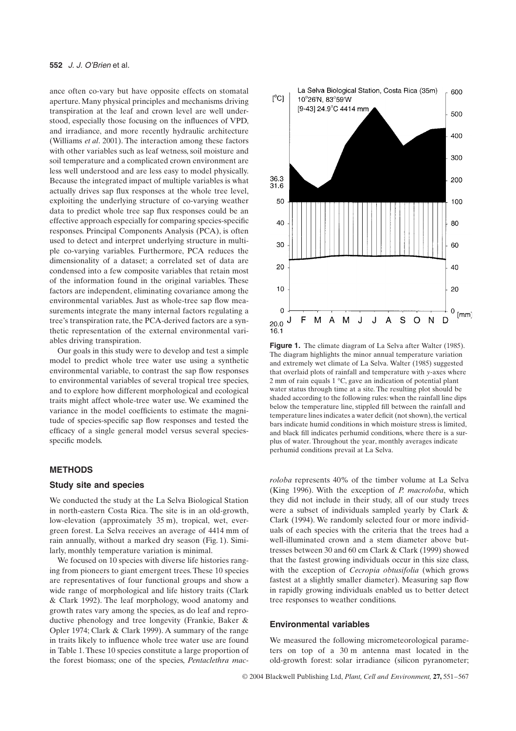ance often co-vary but have opposite effects on stomatal aperture. Many physical principles and mechanisms driving transpiration at the leaf and crown level are well understood, especially those focusing on the influences of VPD, and irradiance, and more recently hydraulic architecture (Williams *et al*. 2001). The interaction among these factors with other variables such as leaf wetness, soil moisture and soil temperature and a complicated crown environment are less well understood and are less easy to model physically. Because the integrated impact of multiple variables is what actually drives sap flux responses at the whole tree level, exploiting the underlying structure of co-varying weather data to predict whole tree sap flux responses could be an effective approach especially for comparing species-specific responses. Principal Components Analysis (PCA), is often used to detect and interpret underlying structure in multiple co-varying variables. Furthermore, PCA reduces the dimensionality of a dataset; a correlated set of data are condensed into a few composite variables that retain most of the information found in the original variables. These factors are independent, eliminating covariance among the environmental variables. Just as whole-tree sap flow measurements integrate the many internal factors regulating a tree's transpiration rate, the PCA-derived factors are a synthetic representation of the external environmental variables driving transpiration.

Our goals in this study were to develop and test a simple model to predict whole tree water use using a synthetic environmental variable, to contrast the sap flow responses to environmental variables of several tropical tree species, and to explore how different morphological and ecological traits might affect whole-tree water use. We examined the variance in the model coefficients to estimate the magnitude of species-specific sap flow responses and tested the efficacy of a single general model versus several species-specific models.

## METHODS

### Study site and species

We conducted the study at the La Selva Biological Station in north-eastern Costa Rica. The site is in an old-growth, low-elevation (approximately 35 m), tropical, wet, evergreen forest. La Selva receives an average of 4414 mm of rain annually, without a marked dry season (Fig. 1). Similarly, monthly temperature variation is minimal.

We focused on 10 species with diverse life histories ranging from pioneers to giant emergent trees. These 10 species are representatives of four functional groups and show a wide range of morphological and life history traits (Clark & Clark 1992). The leaf morphology, wood anatomy and growth rates vary among the species, as do leaf and reproductive phenology and tree longevity (Frankie, Baker & Opler 1974; Clark & Clark 1999). A summary of the range in traits likely to influence whole tree water use are found in Table 1. These 10 species constitute a large proportion of the forest biomass; one of the species, *Pentaclethra macroloba* represents 40% of the timber volume at La Selva (King 1996). With the exception of *P. macroloba*, which they did not include in their study, all of our study trees were a subset of individuals sampled yearly by Clark & Clark (1994). We randomly selected four or more individuals of each species with the criteria that the trees had a well-illuminated crown and a stem diameter above buttresses between 30 and 60 cm Clark & Clark (1999) showed that the fastest growing individuals occur in this size class, with the exception of *Cecropia obtusifolia* (which grows fastest at a slightly smaller diameter). Measuring sap flow in rapidly growing individuals enabled us to better detect tree responses to weather conditions.

**Figure 1.** The climate diagram of La Selva after Walter (1985). The diagram highlights the minor annual temperature variation and extremely wet climate of La Selva. Walter (1985) suggested that overlaid plots of rainfall and temperature with *y*-axes where 2 mm of rain equals 1 °C, gave an indication of potential plant water status through time at a site. The resulting plot should be shaded according to the following rules: when the rainfall line dips below the temperature line, stippled fill between the rainfall and temperature lines indicates a water deficit (not shown), the vertical bars indicate humid conditions in which moisture stress is limited, and black fill indicates perhumid conditions, where there is a surplus of water. Throughout the year, monthly averages indicate perhumid conditions prevail at La Selva.

### Environmental variables

We measured the following micrometeorological parameters on top of a 30 m antenna mast located in the old-growth forest: solar irradiance (silicon pyranometer;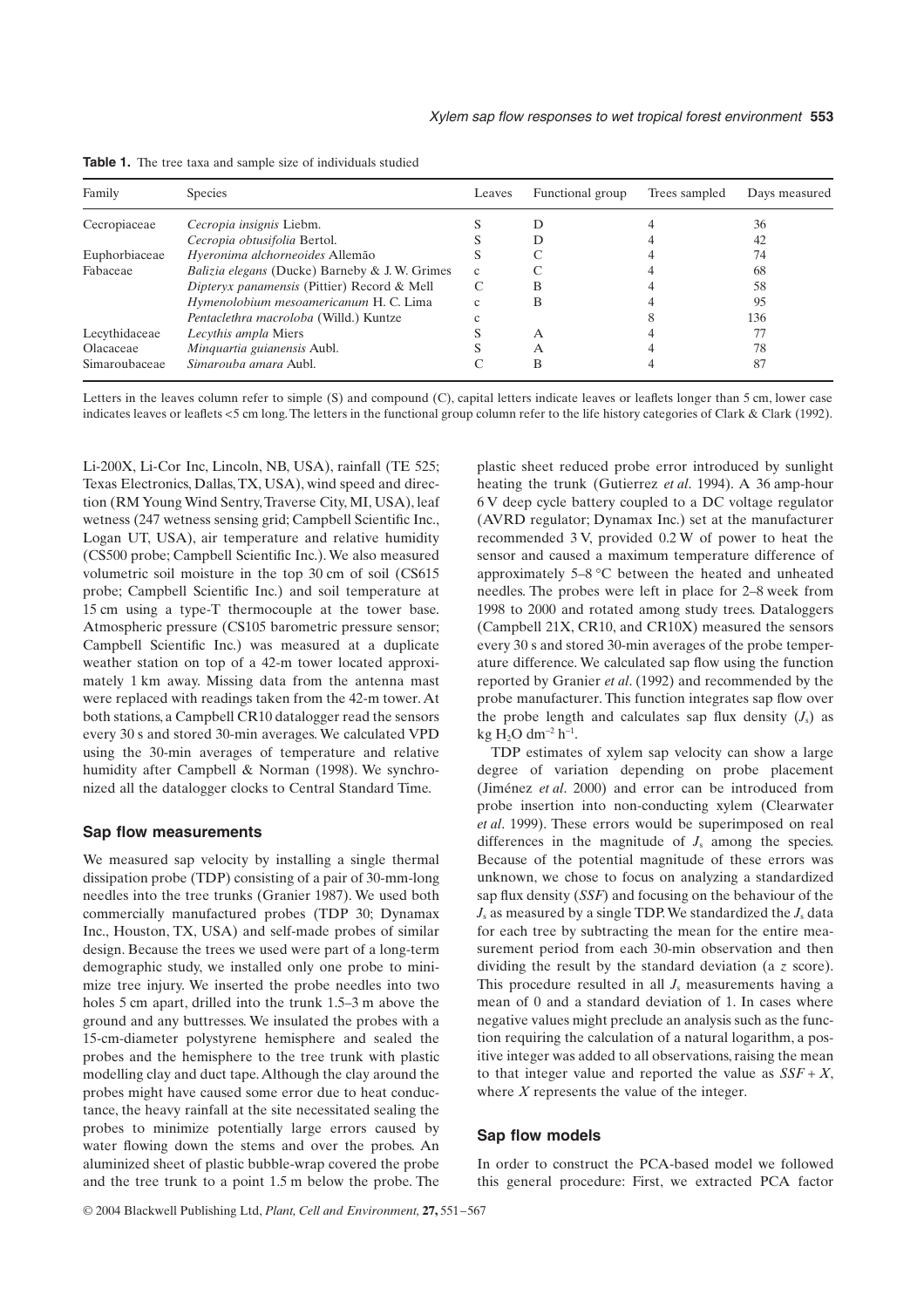**Table 1.** The tree taxa and sample size of individuals studied

| Family | Species | Leaves | Functional group | Trees sampled | Days measured |
|---|---|---|---|---|---|
| Cecropiaceae | *Cecropia insignis* Liebm. | S | D | 4 | 36 |
| | *Cecropia obtusifolia* Bertol. | S | D | 4 | 42 |
| Euphorbiaceae | *Hyeronima alchorneoides* Allemão | S | C | 4 | 74 |
| Fabaceae | *Balizia elegans* (Ducke) Barneby & J. W. Grimes | c | C | 4 | 68 |
| | *Dipteryx panamensis* (Pittier) Record & Mell | C | B | 4 | 58 |
| | *Hymenolobium mesoamericanum* H. C. Lima | c | B | 4 | 95 |
| | *Pentaclethra macroloba* (Willd.) Kuntze | c | | 8 | 136 |
| Lecythidaceae | *Lecythis ampla* Miers | S | A | 4 | 77 |
| Olacaceae | *Minquartia guianensis* Aubl. | S | A | 4 | 78 |
| Simaroubaceae | *Simarouba amara* Aubl. | C | B | 4 | 87 |

Letters in the leaves column refer to simple (S) and compound (C), capital letters indicate leaves or leaflets longer than 5 cm, lower case indicates leaves or leaflets <5 cm long. The letters in the functional group column refer to the life history categories of Clark & Clark (1992).

Li-200X, Li-Cor Inc, Lincoln, NB, USA), rainfall (TE 525; Texas Electronics, Dallas, TX, USA), wind speed and direction (RM Young Wind Sentry, Traverse City, MI, USA), leaf wetness (247 wetness sensing grid; Campbell Scientific Inc., Logan UT, USA), air temperature and relative humidity (CS500 probe; Campbell Scientific Inc.). We also measured volumetric soil moisture in the top 30 cm of soil (CS615 probe; Campbell Scientific Inc.) and soil temperature at 15 cm using a type-T thermocouple at the tower base. Atmospheric pressure (CS105 barometric pressure sensor; Campbell Scientific Inc.) was measured at a duplicate weather station on top of a 42-m tower located approximately 1 km away. Missing data from the antenna mast were replaced with readings taken from the 42-m tower. At both stations, a Campbell CR10 datalogger read the sensors every 30 s and stored 30-min averages. We calculated VPD using the 30-min averages of temperature and relative humidity after Campbell & Norman (1998). We synchronized all the datalogger clocks to Central Standard Time.

## Sap flow measurements

We measured sap velocity by installing a single thermal dissipation probe (TDP) consisting of a pair of 30-mm-long needles into the tree trunks (Granier 1987). We used both commercially manufactured probes (TDP 30; Dynamax Inc., Houston, TX, USA) and self-made probes of similar design. Because the trees we used were part of a long-term demographic study, we installed only one probe to minimize tree injury. We inserted the probe needles into two holes 5 cm apart, drilled into the trunk 1.5–3 m above the ground and any buttresses. We insulated the probes with a 15-cm-diameter polystyrene hemisphere and sealed the probes and the hemisphere to the tree trunk with plastic modelling clay and duct tape. Although the clay around the probes might have caused some error due to heat conductance, the heavy rainfall at the site necessitated sealing the probes to minimize potentially large errors caused by water flowing down the stems and over the probes. An aluminized sheet of plastic bubble-wrap covered the probe and the tree trunk to a point 1.5 m below the probe. The plastic sheet reduced probe error introduced by sunlight heating the trunk (Gutierrez *et al*. 1994). A 36 amp-hour 6 V deep cycle battery coupled to a DC voltage regulator (AVRD regulator; Dynamax Inc.) set at the manufacturer recommended 3 V, provided 0.2 W of power to heat the sensor and caused a maximum temperature difference of approximately 5–8 °C between the heated and unheated needles. The probes were left in place for 2–8 week from 1998 to 2000 and rotated among study trees. Dataloggers (Campbell 21X, CR10, and CR10X) measured the sensors every 30 s and stored 30-min averages of the probe temperature difference. We calculated sap flow using the function reported by Granier *et al*. (1992) and recommended by the probe manufacturer. This function integrates sap flow over the probe length and calculates sap flux density ($J_s$) as kg $H_2O$ $dm^{-2}$ $h^{-1}$.

TDP estimates of xylem sap velocity can show a large degree of variation depending on probe placement (Jiménez *et al*. 2000) and error can be introduced from probe insertion into non-conducting xylem (Clearwater *et al*. 1999). These errors would be superimposed on real differences in the magnitude of $J_s$ among the species. Because of the potential magnitude of these errors was unknown, we chose to focus on analyzing a standardized sap flux density (*SSF*) and focusing on the behaviour of the $J_s$ as measured by a single TDP. We standardized the $J_s$ data for each tree by subtracting the mean for the entire measurement period from each 30-min observation and then dividing the result by the standard deviation (a *z* score). This procedure resulted in all $J_s$ measurements having a mean of 0 and a standard deviation of 1. In cases where negative values might preclude an analysis such as the function requiring the calculation of a natural logarithm, a positive integer was added to all observations, raising the mean to that integer value and reported the value as $SSF + X$, where $X$ represents the value of the integer.

## Sap flow models

In order to construct the PCA-based model we followed this general procedure: First, we extracted PCA factor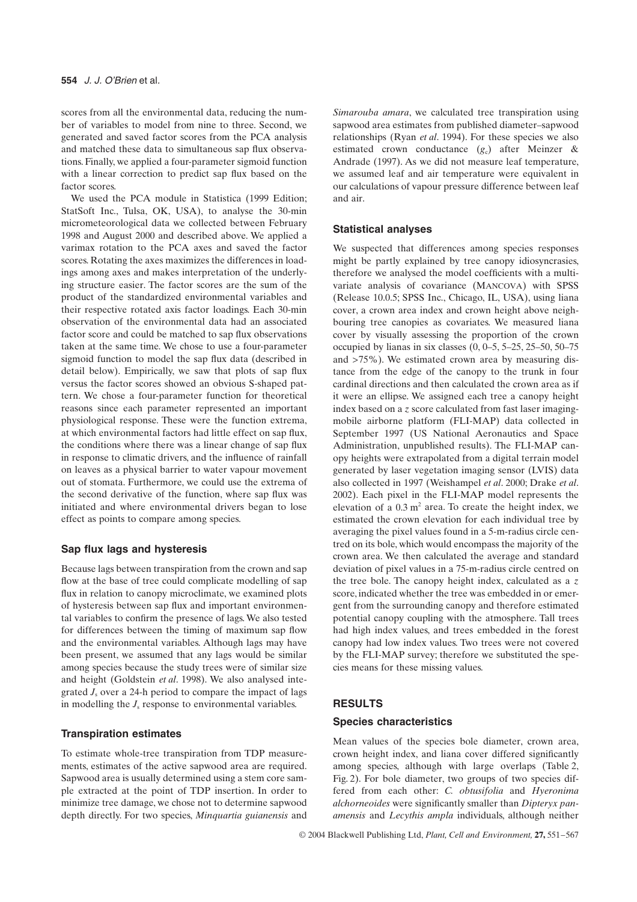scores from all the environmental data, reducing the number of variables to model from nine to three. Second, we generated and saved factor scores from the PCA analysis and matched these data to simultaneous sap flux observations. Finally, we applied a four-parameter sigmoid function with a linear correction to predict sap flux based on the factor scores.

We used the PCA module in Statistica (1999 Edition; StatSoft Inc., Tulsa, OK, USA), to analyse the 30-min micrometeorological data we collected between February 1998 and August 2000 and described above. We applied a varimax rotation to the PCA axes and saved the factor scores. Rotating the axes maximizes the differences in loadings among axes and makes interpretation of the underlying structure easier. The factor scores are the sum of the product of the standardized environmental variables and their respective rotated axis factor loadings. Each 30-min observation of the environmental data had an associated factor score and could be matched to sap flux observations taken at the same time. We chose to use a four-parameter sigmoid function to model the sap flux data (described in detail below). Empirically, we saw that plots of sap flux versus the factor scores showed an obvious S-shaped pattern. We chose a four-parameter function for theoretical reasons since each parameter represented an important physiological response. These were the function extrema, at which environmental factors had little effect on sap flux, the conditions where there was a linear change of sap flux in response to climatic drivers, and the influence of rainfall on leaves as a physical barrier to water vapour movement out of stomata. Furthermore, we could use the extrema of the second derivative of the function, where sap flux was initiated and where environmental drivers began to lose effect as points to compare among species.

### Sap flux lags and hysteresis

Because lags between transpiration from the crown and sap flow at the base of tree could complicate modelling of sap flux in relation to canopy microclimate, we examined plots of hysteresis between sap flux and important environmental variables to confirm the presence of lags. We also tested for differences between the timing of maximum sap flow and the environmental variables. Although lags may have been present, we assumed that any lags would be similar among species because the study trees were of similar size and height (Goldstein *et al*. 1998). We also analysed integrated $J_s$ over a 24-h period to compare the impact of lags in modelling the $J_s$ response to environmental variables.

### Transpiration estimates

To estimate whole-tree transpiration from TDP measurements, estimates of the active sapwood area are required. Sapwood area is usually determined using a stem core sample extracted at the point of TDP insertion. In order to minimize tree damage, we chose not to determine sapwood depth directly. For two species, *Minquartia guianensis* and *Simarouba amara*, we calculated tree transpiration using sapwood area estimates from published diameter–sapwood relationships (Ryan *et al*. 1994). For these species we also estimated crown conductance ($g_c$) after Meinzer & Andrade (1997). As we did not measure leaf temperature, we assumed leaf and air temperature were equivalent in our calculations of vapour pressure difference between leaf and air.

### Statistical analyses

We suspected that differences among species responses might be partly explained by tree canopy idiosyncrasies, therefore we analysed the model coefficients with a multivariate analysis of covariance (MANCOVA) with SPSS (Release 10.0.5; SPSS Inc., Chicago, IL, USA), using liana cover, a crown area index and crown height above neighbouring tree canopies as covariates. We measured liana cover by visually assessing the proportion of the crown occupied by lianas in six classes (0, 0–5, 5–25, 25–50, 50–75 and >75%). We estimated crown area by measuring distance from the edge of the canopy to the trunk in four cardinal directions and then calculated the crown area as if it were an ellipse. We assigned each tree a canopy height index based on a *z* score calculated from fast laser imaging-mobile airborne platform (FLI-MAP) data collected in September 1997 (US National Aeronautics and Space Administration, unpublished results). The FLI-MAP canopy heights were extrapolated from a digital terrain model generated by laser vegetation imaging sensor (LVIS) data also collected in 1997 (Weishampel *et al*. 2000; Drake *et al*. 2002). Each pixel in the FLI-MAP model represents the elevation of a 0.3 $m^2$ area. To create the height index, we estimated the crown elevation for each individual tree by averaging the pixel values found in a 5-m-radius circle centred on its bole, which would encompass the majority of the crown area. We then calculated the average and standard deviation of pixel values in a 75-m-radius circle centred on the tree bole. The canopy height index, calculated as a *z* score, indicated whether the tree was embedded in or emergent from the surrounding canopy and therefore estimated potential canopy coupling with the atmosphere. Tall trees had high index values, and trees embedded in the forest canopy had low index values. Two trees were not covered by the FLI-MAP survey; therefore we substituted the species means for these missing values.

## RESULTS

### Species characteristics

Mean values of the species bole diameter, crown area, crown height index, and liana cover differed significantly among species, although with large overlaps (Table 2, Fig. 2). For bole diameter, two groups of two species differed from each other: *C. obtusifolia* and *Hyeronima alchorneoides* were significantly smaller than *Dipteryx panamensis* and *Lecythis ampla* individuals, although neither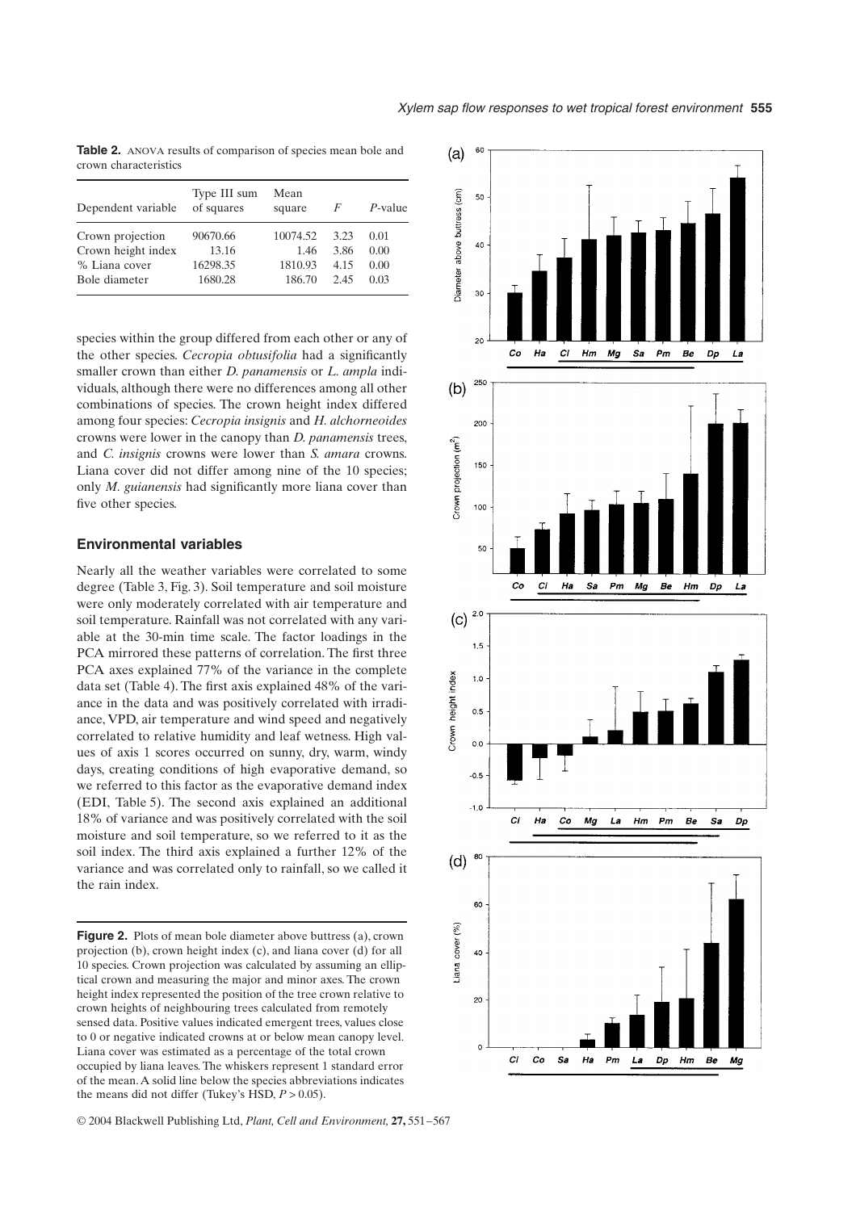**Table 2.** ANOVA results of comparison of species mean bole and crown characteristics

| Dependent variable | Type III sum of squares | Mean square | $F$ | $P$-value |
|---|---|---|---|---|
| Crown projection | 90670.66 | 10074.52 | 3.23 | 0.01 |
| Crown height index | 13.16 | 1.46 | 3.86 | 0.00 |
| % Liana cover | 16298.35 | 1810.93 | 4.15 | 0.00 |
| Bole diameter | 1680.28 | 186.70 | 2.45 | 0.03 |

species within the group differed from each other or any of the other species. *Cecropia obtusifolia* had a significantly smaller crown than either *D. panamensis* or *L. ampla* individuals, although there were no differences among all other combinations of species. The crown height index differed among four species: *Cecropia insignis* and *H. alchorneoides* crowns were lower in the canopy than *D. panamensis* trees, and *C. insignis* crowns were lower than *S. amara* crowns. Liana cover did not differ among nine of the 10 species; only *M. guianensis* had significantly more liana cover than five other species.

## Environmental variables

Nearly all the weather variables were correlated to some degree (Table 3, Fig. 3). Soil temperature and soil moisture were only moderately correlated with air temperature and soil temperature. Rainfall was not correlated with any variable at the 30-min time scale. The factor loadings in the PCA mirrored these patterns of correlation. The first three PCA axes explained 77% of the variance in the complete data set (Table 4). The first axis explained 48% of the variance in the data and was positively correlated with irradiance, VPD, air temperature and wind speed and negatively correlated to relative humidity and leaf wetness. High values of axis 1 scores occurred on sunny, dry, warm, windy days, creating conditions of high evaporative demand, so we referred to this factor as the evaporative demand index (EDI, Table 5). The second axis explained an additional 18% of variance and was positively correlated with the soil moisture and soil temperature, so we referred to it as the soil index. The third axis explained a further 12% of the variance and was correlated only to rainfall, so we called it the rain index.

**Figure 2.** Plots of mean bole diameter above buttress (a), crown projection (b), crown height index (c), and liana cover (d) for all 10 species. Crown projection was calculated by assuming an elliptical crown and measuring the major and minor axes. The crown height index represented the position of the tree crown relative to crown heights of neighbouring trees calculated from remotely sensed data. Positive values indicated emergent trees, values close to 0 or negative indicated crowns at or below mean canopy level. Liana cover was estimated as a percentage of the total crown occupied by liana leaves. The whiskers represent 1 standard error of the mean. A solid line below the species abbreviations indicates the means did not differ (Tukey's HSD, $P > 0.05$).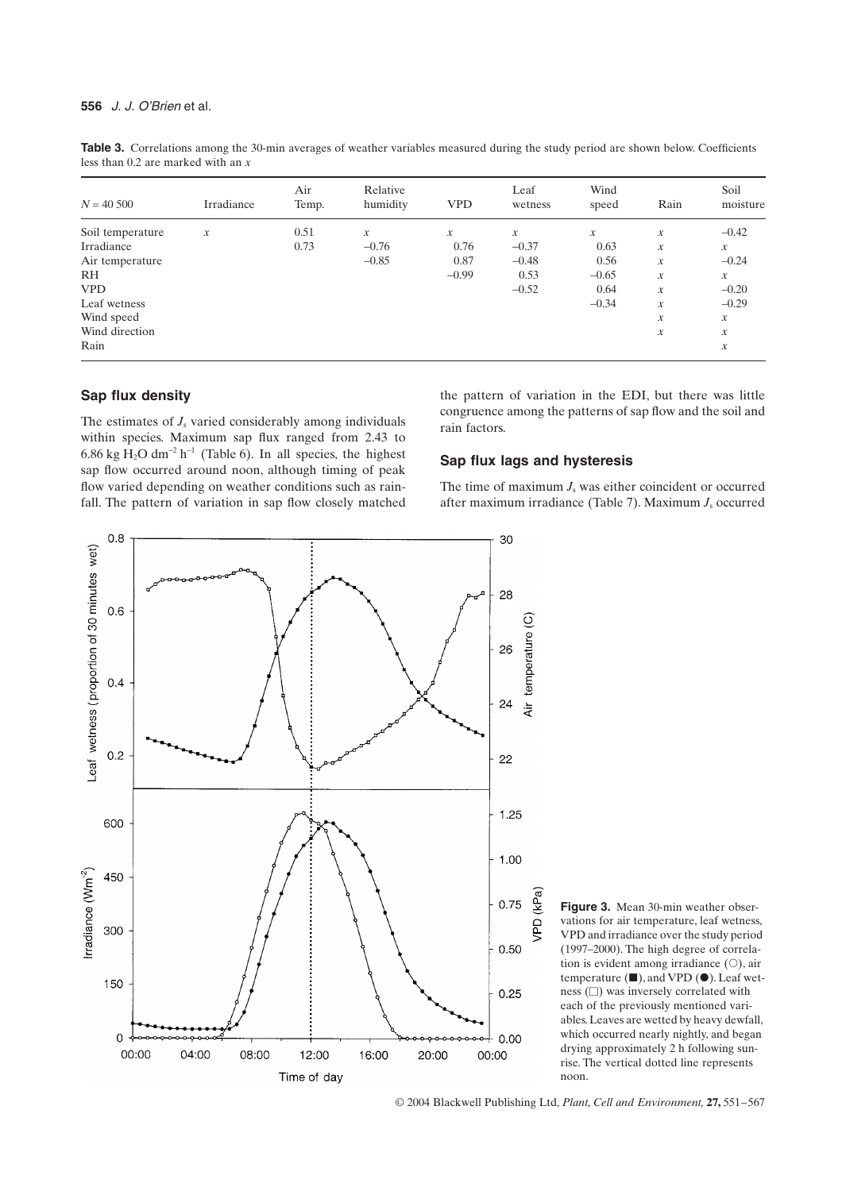**Table 3.** Correlations among the 30-min averages of weather variables measured during the study period are shown below. Coefficients less than 0.2 are marked with an *x*

| $N$ = 40 500 | Irradiance | Air Temp. | Relative humidity | VPD | Leaf wetness | Wind speed | Rain | Soil moisture |
|---|---|---|---|---|---|---|---|---|
| Soil temperature | *x* | 0.51 | *x* | *x* | *x* | *x* | *x* | −0.42 |
| Irradiance | | 0.73 | −0.76 | 0.76 | −0.37 | 0.63 | *x* | *x* |
| Air temperature | | | −0.85 | 0.87 | −0.48 | 0.56 | *x* | −0.24 |
| RH | | | | −0.99 | 0.53 | −0.65 | *x* | *x* |
| VPD | | | | | −0.52 | 0.64 | *x* | −0.20 |
| Leaf wetness | | | | | | −0.34 | *x* | −0.29 |
| Wind speed | | | | | | | *x* | *x* |
| Wind direction | | | | | | | *x* | *x* |
| Rain | | | | | | | | *x* |

## Sap flux density

The estimates of $J_s$ varied considerably among individuals within species. Maximum sap flux ranged from 2.43 to 6.86 kg $H_2O$ dm$^{-2}$ h$^{-1}$ (Table 6). In all species, the highest sap flow occurred around noon, although timing of peak flow varied depending on weather conditions such as rainfall. The pattern of variation in sap flow closely matched the pattern of variation in the EDI, but there was little congruence among the patterns of sap flow and the soil and rain factors.

## Sap flux lags and hysteresis

The time of maximum $J_s$ was either coincident or occurred after maximum irradiance (Table 7). Maximum $J_s$ occurred

**Figure 3.** Mean 30-min weather observations for air temperature, leaf wetness, VPD and irradiance over the study period (1997–2000). The high degree of correlation is evident among irradiance (○), air temperature (■), and VPD (●). Leaf wetness (□) was inversely correlated with each of the previously mentioned variables. Leaves are wetted by heavy dewfall, which occurred nearly nightly, and began drying approximately 2 h following sunrise. The vertical dotted line represents noon.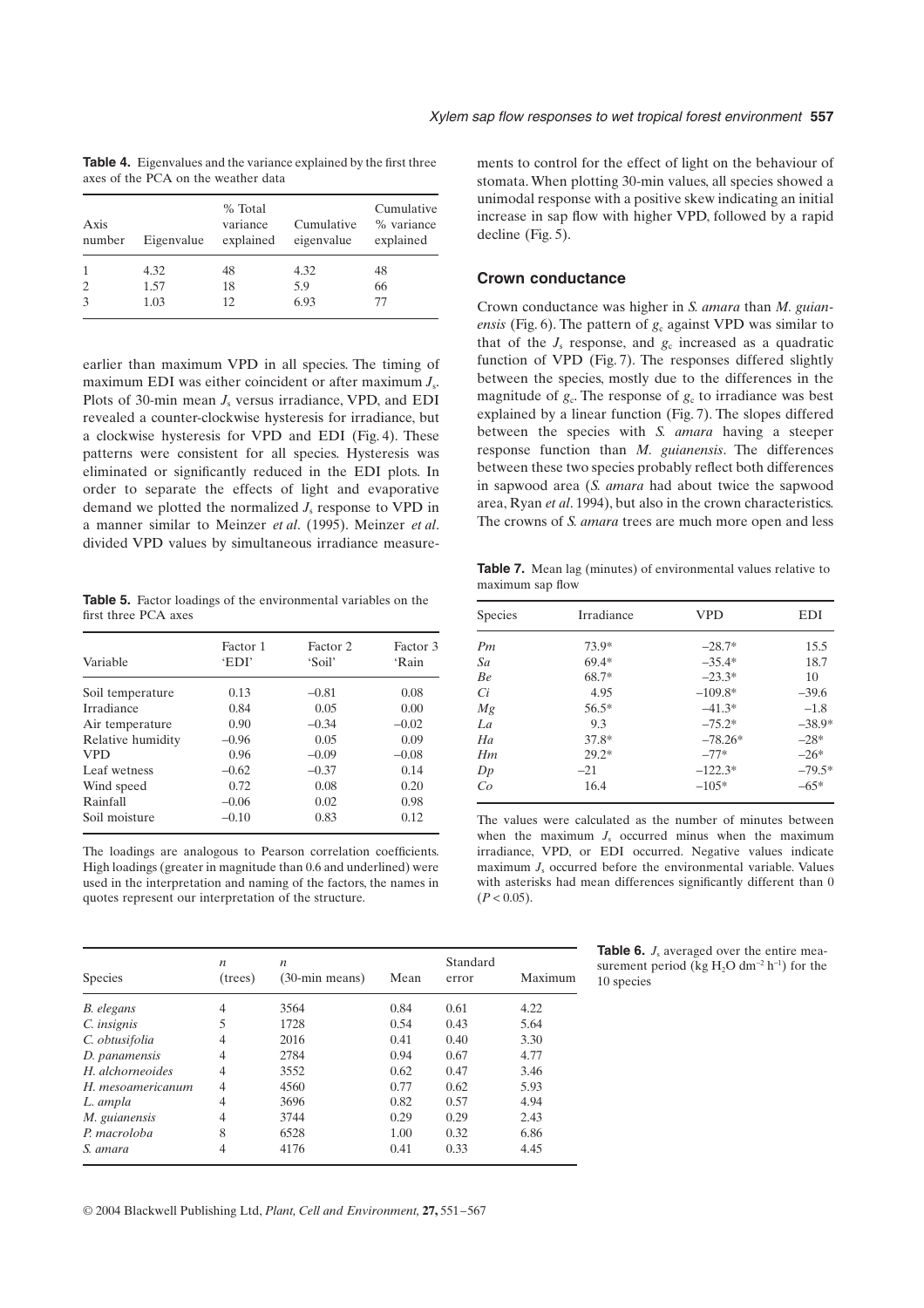**Table 4.** Eigenvalues and the variance explained by the first three axes of the PCA on the weather data

| Axis number | Eigenvalue | % Total variance explained | Cumulative eigenvalue | Cumulative % variance explained |
|---|---|---|---|---|
| 1 | 4.32 | 48 | 4.32 | 48 |
| 2 | 1.57 | 18 | 5.9 | 66 |
| 3 | 1.03 | 12 | 6.93 | 77 |

earlier than maximum VPD in all species. The timing of maximum EDI was either coincident or after maximum $J_s$. Plots of 30-min mean $J_s$ versus irradiance, VPD, and EDI revealed a counter-clockwise hysteresis for irradiance, but a clockwise hysteresis for VPD and EDI (Fig. 4). These patterns were consistent for all species. Hysteresis was eliminated or significantly reduced in the EDI plots. In order to separate the effects of light and evaporative demand we plotted the normalized $J_s$ response to VPD in a manner similar to Meinzer *et al*. (1995). Meinzer *et al*. divided VPD values by simultaneous irradiance measurements to control for the effect of light on the behaviour of stomata. When plotting 30-min values, all species showed a unimodal response with a positive skew indicating an initial increase in sap flow with higher VPD, followed by a rapid decline (Fig. 5).

**Table 5.** Factor loadings of the environmental variables on the first three PCA axes

| Variable | Factor 1 'EDI' | Factor 2 'Soil' | Factor 3 'Rain |
|---|---|---|---|
| Soil temperature | 0.13 | −0.81 | 0.08 |
| Irradiance | 0.84 | 0.05 | 0.00 |
| Air temperature | 0.90 | −0.34 | −0.02 |
| Relative humidity | −0.96 | 0.05 | 0.09 |
| VPD | 0.96 | −0.09 | −0.08 |
| Leaf wetness | −0.62 | −0.37 | 0.14 |
| Wind speed | 0.72 | 0.08 | 0.20 |
| Rainfall | −0.06 | 0.02 | 0.98 |
| Soil moisture | −0.10 | 0.83 | 0.12 |

The loadings are analogous to Pearson correlation coefficients. High loadings (greater in magnitude than 0.6 and underlined) were used in the interpretation and naming of the factors, the names in quotes represent our interpretation of the structure.

## Crown conductance

Crown conductance was higher in *S. amara* than *M. guianensis* (Fig. 6). The pattern of $g_c$ against VPD was similar to that of the $J_s$ response, and $g_c$ increased as a quadratic function of VPD (Fig. 7). The responses differed slightly between the species, mostly due to the differences in the magnitude of $g_c$. The response of $g_c$ to irradiance was best explained by a linear function (Fig. 7). The slopes differed between the species with *S. amara* having a steeper response function than *M. guianensis*. The differences between these two species probably reflect both differences in sapwood area (*S. amara* had about twice the sapwood area, Ryan *et al*. 1994), but also in the crown characteristics. The crowns of *S. amara* trees are much more open and less

**Table 7.** Mean lag (minutes) of environmental values relative to maximum sap flow

| Species | Irradiance | VPD | EDI |
|---|---|---|---|
| *Pm* | 73.9* | −28.7* | 15.5 |
| *Sa* | 69.4* | −35.4* | 18.7 |
| *Be* | 68.7* | −23.3* | 10 |
| *Ci* | 4.95 | −109.8* | −39.6 |
| *Mg* | 56.5* | −41.3* | −1.8 |
| *La* | 9.3 | −75.2* | −38.9* |
| *Ha* | 37.8* | −78.26* | −28* |
| *Hm* | 29.2* | −77* | −26* |
| *Dp* | −21 | −122.3* | −79.5* |
| *Co* | 16.4 | −105* | −65* |

The values were calculated as the number of minutes between when the maximum $J_s$ occurred minus when the maximum irradiance, VPD, or EDI occurred. Negative values indicate maximum $J_s$ occurred before the environmental variable. Values with asterisks had mean differences significantly different than 0 ($P < 0.05$).

**Table 6.** $J_s$ averaged over the entire measurement period (kg $H_2O$ dm$^{-2}$ h$^{-1}$) for the 10 species

| Species | *n* (trees) | *n* (30-min means) | Mean | Standard error | Maximum |
|---|---|---|---|---|---|
| *B. elegans* | 4 | 3564 | 0.84 | 0.61 | 4.22 |
| *C. insignis* | 5 | 1728 | 0.54 | 0.43 | 5.64 |
| *C. obtusifolia* | 4 | 2016 | 0.41 | 0.40 | 3.30 |
| *D. panamensis* | 4 | 2784 | 0.94 | 0.67 | 4.77 |
| *H. alchorneoides* | 4 | 3552 | 0.62 | 0.47 | 3.46 |
| *H. mesoamericanum* | 4 | 4560 | 0.77 | 0.62 | 5.93 |
| *L. ampla* | 4 | 3696 | 0.82 | 0.57 | 4.94 |
| *M. guianensis* | 4 | 3744 | 0.29 | 0.29 | 2.43 |
| *P. macroloba* | 8 | 6528 | 1.00 | 0.32 | 6.86 |
| *S. amara* | 4 | 4176 | 0.41 | 0.33 | 4.45 |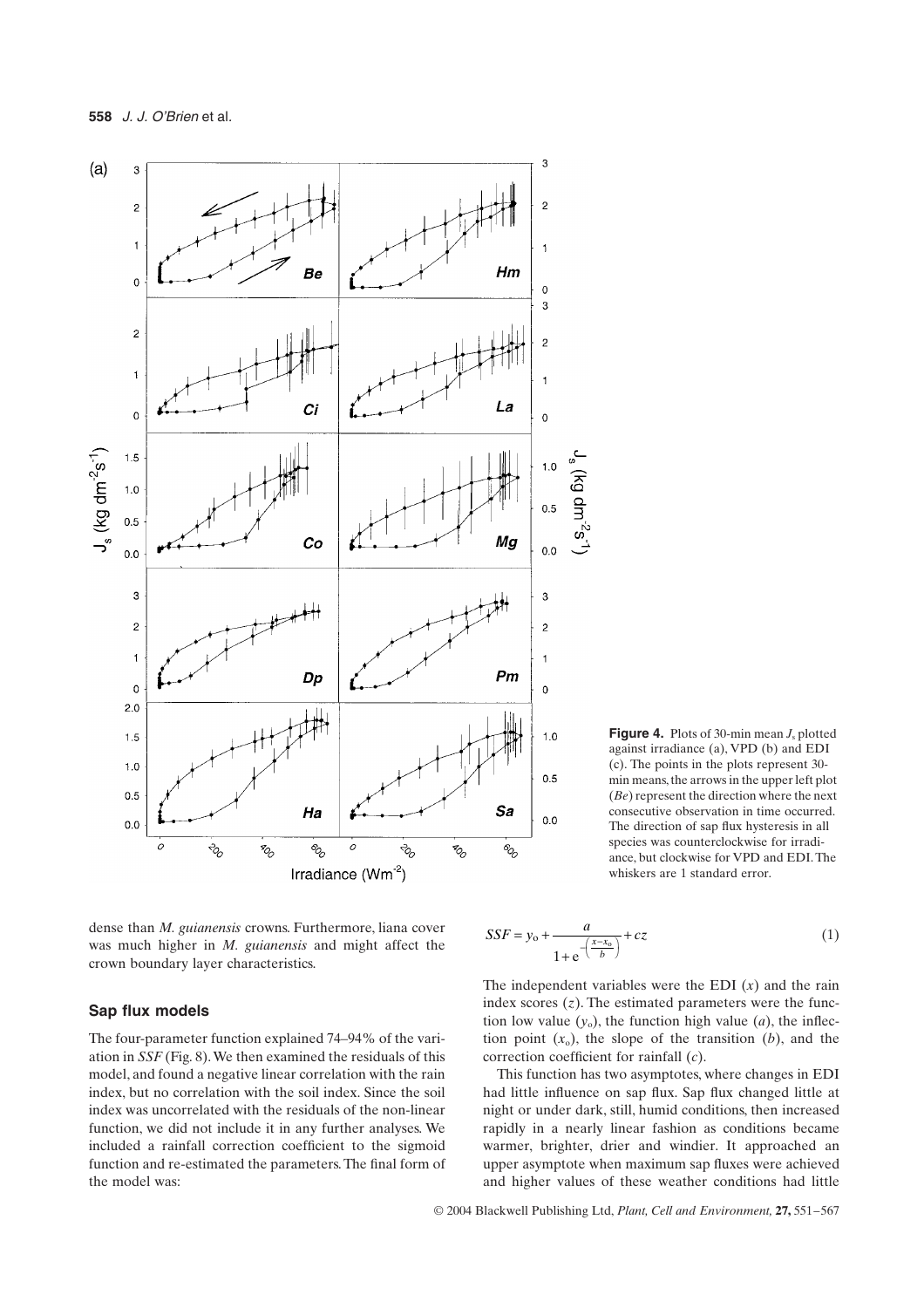**Figure 4.** Plots of 30-min mean $J_s$ plotted against irradiance (a), VPD (b) and EDI (c). The points in the plots represent 30-min means, the arrows in the upper left plot (*Be*) represent the direction where the next consecutive observation in time occurred. The direction of sap flux hysteresis in all species was counterclockwise for irradiance, but clockwise for VPD and EDI. The whiskers are 1 standard error.

dense than *M. guianensis* crowns. Furthermore, liana cover was much higher in *M. guianensis* and might affect the crown boundary layer characteristics.

## Sap flux models

The four-parameter function explained 74–94% of the variation in *SSF* (Fig. 8). We then examined the residuals of this model, and found a negative linear correlation with the rain index, but no correlation with the soil index. Since the soil index was uncorrelated with the residuals of the non-linear function, we did not include it in any further analyses. We included a rainfall correction coefficient to the sigmoid function and re-estimated the parameters. The final form of the model was:

$$SSF = y_o + \frac{a}{1 + e^{-\left(\frac{x - x_o}{b}\right)}} + cz \quad (1)$$

The independent variables were the EDI ($x$) and the rain index scores ($z$). The estimated parameters were the function low value ($y_o$), the function high value ($a$), the inflection point ($x_o$), the slope of the transition ($b$), and the correction coefficient for rainfall ($c$).

This function has two asymptotes, where changes in EDI had little influence on sap flux. Sap flux changed little at night or under dark, still, humid conditions, then increased rapidly in a nearly linear fashion as conditions became warmer, brighter, drier and windier. It approached an upper asymptote when maximum sap fluxes were achieved and higher values of these weather conditions had little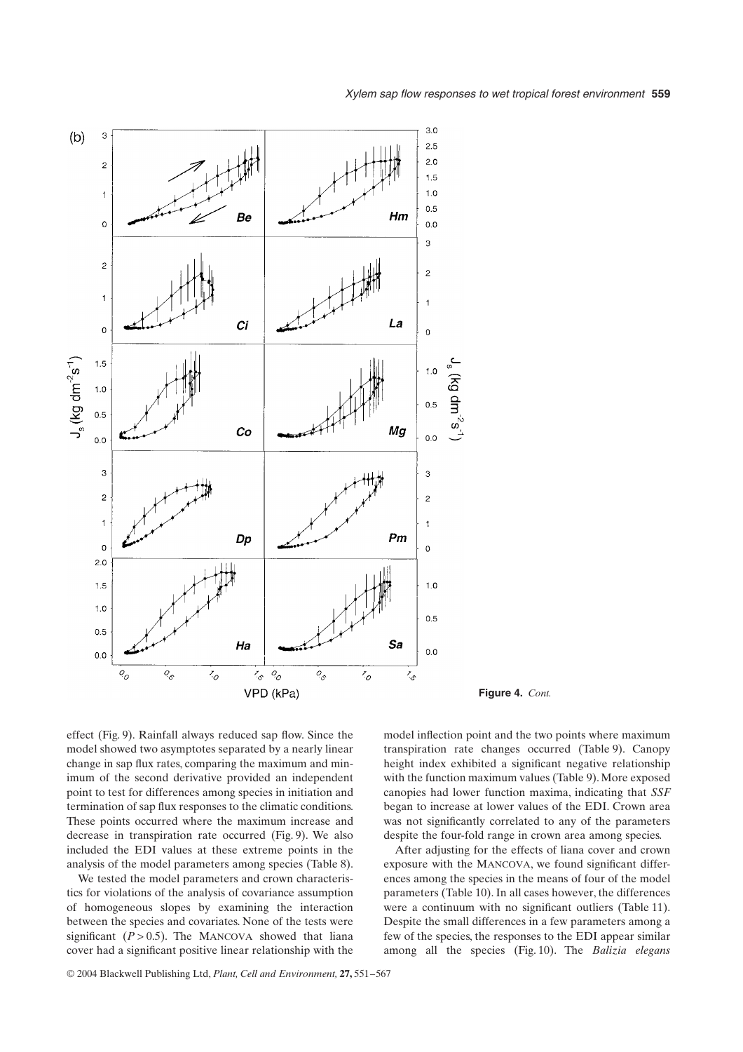Figure 4. *Cont.*

effect (Fig. 9). Rainfall always reduced sap flow. Since the model showed two asymptotes separated by a nearly linear change in sap flux rates, comparing the maximum and minimum of the second derivative provided an independent point to test for differences among species in initiation and termination of sap flux responses to the climatic conditions. These points occurred where the maximum increase and decrease in transpiration rate occurred (Fig. 9). We also included the EDI values at these extreme points in the analysis of the model parameters among species (Table 8).

We tested the model parameters and crown characteristics for violations of the analysis of covariance assumption of homogeneous slopes by examining the interaction between the species and covariates. None of the tests were significant ($P > 0.5$). The MANCOVA showed that liana cover had a significant positive linear relationship with the model inflection point and the two points where maximum transpiration rate changes occurred (Table 9). Canopy height index exhibited a significant negative relationship with the function maximum values (Table 9). More exposed canopies had lower function maxima, indicating that *SSF* began to increase at lower values of the EDI. Crown area was not significantly correlated to any of the parameters despite the four-fold range in crown area among species.

After adjusting for the effects of liana cover and crown exposure with the MANCOVA, we found significant differences among the species in the means of four of the model parameters (Table 10). In all cases however, the differences were a continuum with no significant outliers (Table 11). Despite the small differences in a few parameters among a few of the species, the responses to the EDI appear similar among all the species (Fig. 10). The *Balizia elegans*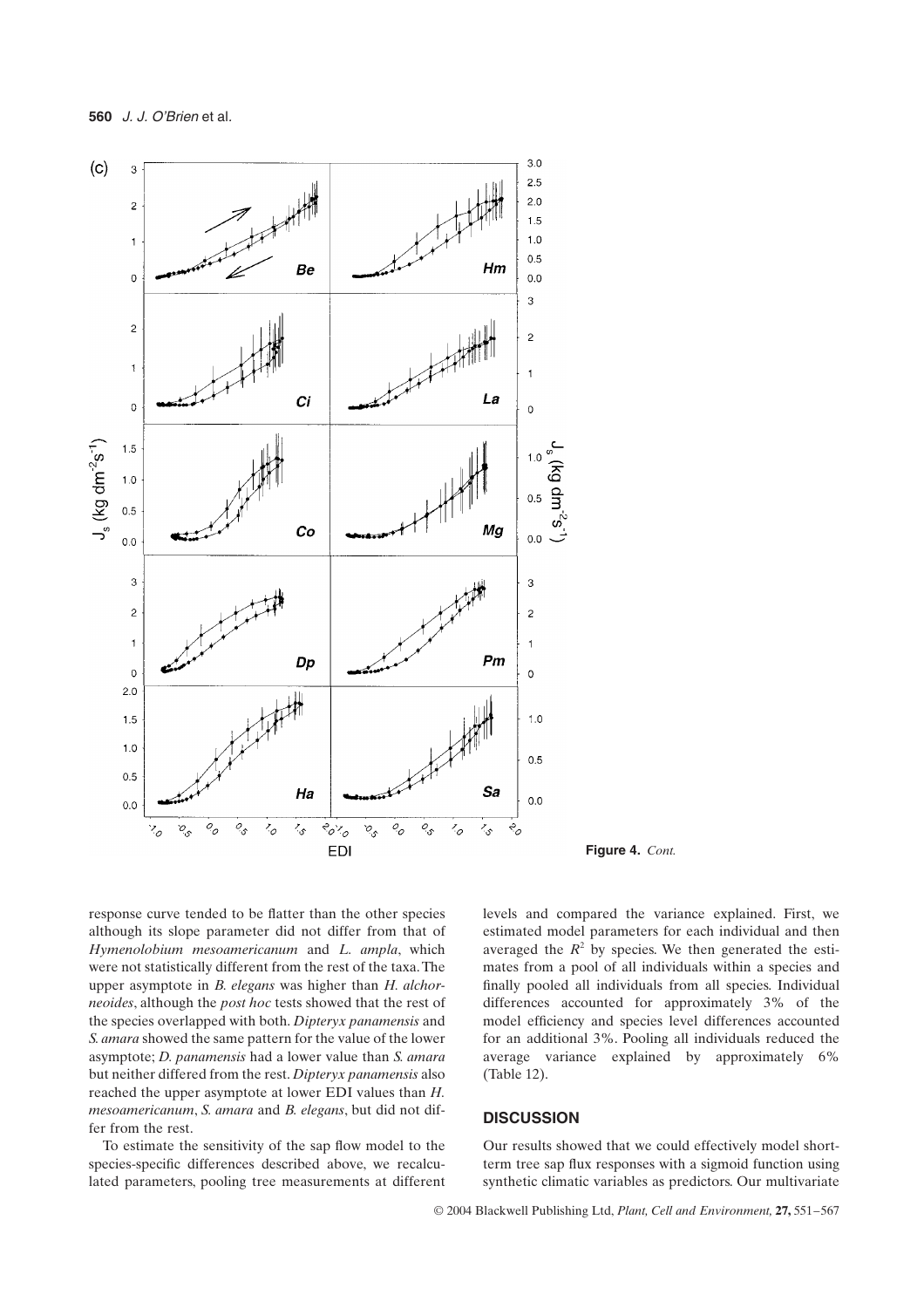Figure 4. *Cont.*

response curve tended to be flatter than the other species although its slope parameter did not differ from that of *Hymenolobium mesoamericanum* and *L. ampla*, which were not statistically different from the rest of the taxa. The upper asymptote in *B. elegans* was higher than *H. alchorneoides*, although the *post hoc* tests showed that the rest of the species overlapped with both. *Dipteryx panamensis* and *S. amara* showed the same pattern for the value of the lower asymptote; *D. panamensis* had a lower value than *S. amara* but neither differed from the rest. *Dipteryx panamensis* also reached the upper asymptote at lower EDI values than *H. mesoamericanum*, *S. amara* and *B. elegans*, but did not differ from the rest.

To estimate the sensitivity of the sap flow model to the species-specific differences described above, we recalculated parameters, pooling tree measurements at different levels and compared the variance explained. First, we estimated model parameters for each individual and then averaged the $R^2$ by species. We then generated the estimates from a pool of all individuals within a species and finally pooled all individuals from all species. Individual differences accounted for approximately 3% of the model efficiency and species level differences accounted for an additional 3%. Pooling all individuals reduced the average variance explained by approximately 6% (Table 12).

## DISCUSSION

Our results showed that we could effectively model short-term tree sap flux responses with a sigmoid function using synthetic climatic variables as predictors. Our multivariate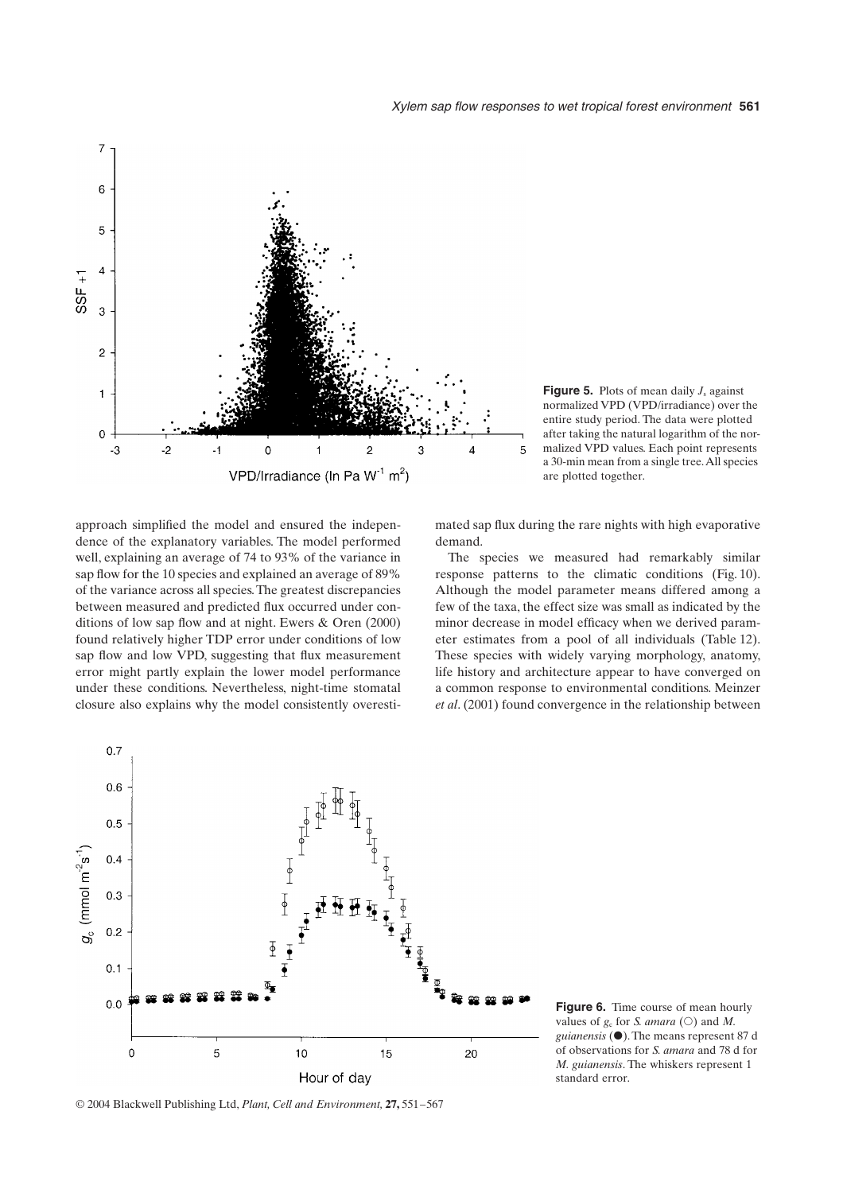**Figure 5.** Plots of mean daily $J_s$ against normalized VPD (VPD/irradiance) over the entire study period. The data were plotted after taking the natural logarithm of the normalized VPD values. Each point represents a 30-min mean from a single tree. All species are plotted together.

approach simplified the model and ensured the independence of the explanatory variables. The model performed well, explaining an average of 74 to 93% of the variance in sap flow for the 10 species and explained an average of 89% of the variance across all species. The greatest discrepancies between measured and predicted flux occurred under conditions of low sap flow and at night. Ewers & Oren (2000) found relatively higher TDP error under conditions of low sap flow and low VPD, suggesting that flux measurement error might partly explain the lower model performance under these conditions. Nevertheless, night-time stomatal closure also explains why the model consistently overestimated sap flux during the rare nights with high evaporative demand.

The species we measured had remarkably similar response patterns to the climatic conditions (Fig. 10). Although the model parameter means differed among a few of the taxa, the effect size was small as indicated by the minor decrease in model efficacy when we derived parameter estimates from a pool of all individuals (Table 12). These species with widely varying morphology, anatomy, life history and architecture appear to have converged on a common response to environmental conditions. Meinzer *et al*. (2001) found convergence in the relationship between

**Figure 6.** Time course of mean hourly values of $g_c$ for *S. amara* (○) and *M. guianensis* (●). The means represent 87 d of observations for *S. amara* and 78 d for *M. guianensis*. The whiskers represent 1 standard error.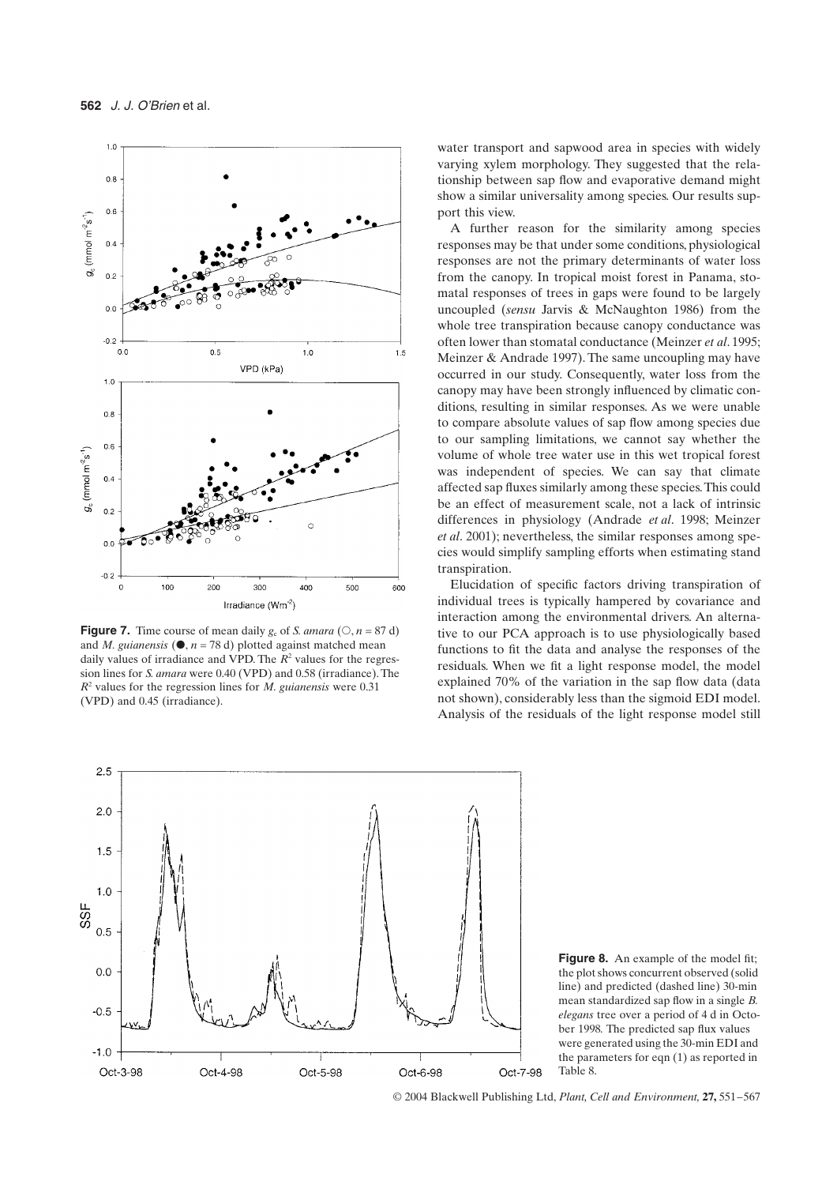**Figure 7.** Time course of mean daily $g_c$ of *S. amara* (○, $n = 87$ d) and *M. guianensis* (●, $n = 78$ d) plotted against matched mean daily values of irradiance and VPD. The $R^2$ values for the regression lines for *S. amara* were 0.40 (VPD) and 0.58 (irradiance). The $R^2$ values for the regression lines for *M. guianensis* were 0.31 (VPD) and 0.45 (irradiance).

water transport and sapwood area in species with widely varying xylem morphology. They suggested that the relationship between sap flow and evaporative demand might show a similar universality among species. Our results support this view.

A further reason for the similarity among species responses may be that under some conditions, physiological responses are not the primary determinants of water loss from the canopy. In tropical moist forest in Panama, stomatal responses of trees in gaps were found to be largely uncoupled (*sensu* Jarvis & McNaughton 1986) from the whole tree transpiration because canopy conductance was often lower than stomatal conductance (Meinzer *et al*. 1995; Meinzer & Andrade 1997). The same uncoupling may have occurred in our study. Consequently, water loss from the canopy may have been strongly influenced by climatic conditions, resulting in similar responses. As we were unable to compare absolute values of sap flow among species due to our sampling limitations, we cannot say whether the volume of whole tree water use in this wet tropical forest was independent of species. We can say that climate affected sap fluxes similarly among these species. This could be an effect of measurement scale, not a lack of intrinsic differences in physiology (Andrade *et al*. 1998; Meinzer *et al*. 2001); nevertheless, the similar responses among species would simplify sampling efforts when estimating stand transpiration.

Elucidation of specific factors driving transpiration of individual trees is typically hampered by covariance and interaction among the environmental drivers. An alternative to our PCA approach is to use physiologically based functions to fit the data and analyse the responses of the residuals. When we fit a light response model, the model explained 70% of the variation in the sap flow data (data not shown), considerably less than the sigmoid EDI model. Analysis of the residuals of the light response model still

**Figure 8.** An example of the model fit; the plot shows concurrent observed (solid line) and predicted (dashed line) 30-min mean standardized sap flow in a single *B. elegans* tree over a period of 4 d in October 1998. The predicted sap flux values were generated using the 30-min EDI and the parameters for eqn (1) as reported in Table 8.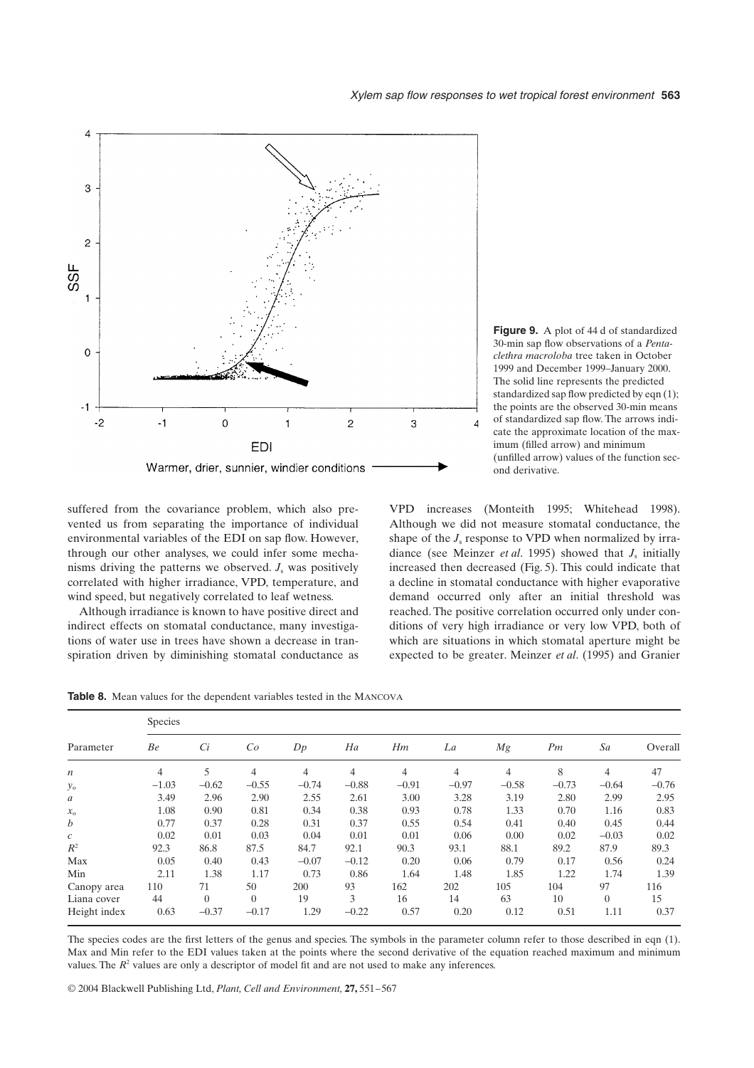**Figure 9.** A plot of 44 d of standardized 30-min sap flow observations of a *Pentaclethra macroloba* tree taken in October 1999 and December 1999–January 2000. The solid line represents the predicted standardized sap flow predicted by eqn (1); the points are the observed 30-min means of standardized sap flow. The arrows indicate the approximate location of the maximum (filled arrow) and minimum (unfilled arrow) values of the function second derivative.

suffered from the covariance problem, which also prevented us from separating the importance of individual environmental variables of the EDI on sap flow. However, through our other analyses, we could infer some mechanisms driving the patterns we observed. $J_s$ was positively correlated with higher irradiance, VPD, temperature, and wind speed, but negatively correlated to leaf wetness.

Although irradiance is known to have positive direct and indirect effects on stomatal conductance, many investigations of water use in trees have shown a decrease in transpiration driven by diminishing stomatal conductance as VPD increases (Monteith 1995; Whitehead 1998). Although we did not measure stomatal conductance, the shape of the $J_s$ response to VPD when normalized by irradiance (see Meinzer *et al*. 1995) showed that $J_s$ initially increased then decreased (Fig. 5). This could indicate that a decline in stomatal conductance with higher evaporative demand occurred only after an initial threshold was reached. The positive correlation occurred only under conditions of very high irradiance or very low VPD, both of which are situations in which stomatal aperture might be expected to be greater. Meinzer *et al*. (1995) and Granier

**Table 8.** Mean values for the dependent variables tested in the MANCOVA

| Parameter | Species | | | | | | | | | | Overall |
|---|---|---|---|---|---|---|---|---|---|---|---|
| | *Be* | *Ci* | *Co* | *Dp* | *Ha* | *Hm* | *La* | *Mg* | *Pm* | *Sa* | |
| $n$ | 4 | 5 | 4 | 4 | 4 | 4 | 4 | 4 | 8 | 4 | 47 |
| $y_o$ | −1.03 | −0.62 | −0.55 | −0.74 | −0.88 | −0.91 | −0.97 | −0.58 | −0.73 | −0.64 | −0.76 |
| $a$ | 3.49 | 2.96 | 2.90 | 2.55 | 2.61 | 3.00 | 3.28 | 3.19 | 2.80 | 2.99 | 2.95 |
| $x_o$ | 1.08 | 0.90 | 0.81 | 0.34 | 0.38 | 0.93 | 0.78 | 1.33 | 0.70 | 1.16 | 0.83 |
| $b$ | 0.77 | 0.37 | 0.28 | 0.31 | 0.37 | 0.55 | 0.54 | 0.41 | 0.40 | 0.45 | 0.44 |
| $c$ | 0.02 | 0.01 | 0.03 | 0.04 | 0.01 | 0.01 | 0.06 | 0.00 | 0.02 | −0.03 | 0.02 |
| $R^2$ | 92.3 | 86.8 | 87.5 | 84.7 | 92.1 | 90.3 | 93.1 | 88.1 | 89.2 | 87.9 | 89.3 |
| Max | 0.05 | 0.40 | 0.43 | −0.07 | −0.12 | 0.20 | 0.06 | 0.79 | 0.17 | 0.56 | 0.24 |
| Min | 2.11 | 1.38 | 1.17 | 0.73 | 0.86 | 1.64 | 1.48 | 1.85 | 1.22 | 1.74 | 1.39 |
| Canopy area | 110 | 71 | 50 | 200 | 93 | 162 | 202 | 105 | 104 | 97 | 116 |
| Liana cover | 44 | 0 | 0 | 19 | 3 | 16 | 14 | 63 | 10 | 0 | 15 |
| Height index | 0.63 | −0.37 | −0.17 | 1.29 | −0.22 | 0.57 | 0.20 | 0.12 | 0.51 | 1.11 | 0.37 |

The species codes are the first letters of the genus and species. The symbols in the parameter column refer to those described in eqn (1). Max and Min refer to the EDI values taken at the points where the second derivative of the equation reached maximum and minimum values. The $R^2$ values are only a descriptor of model fit and are not used to make any inferences.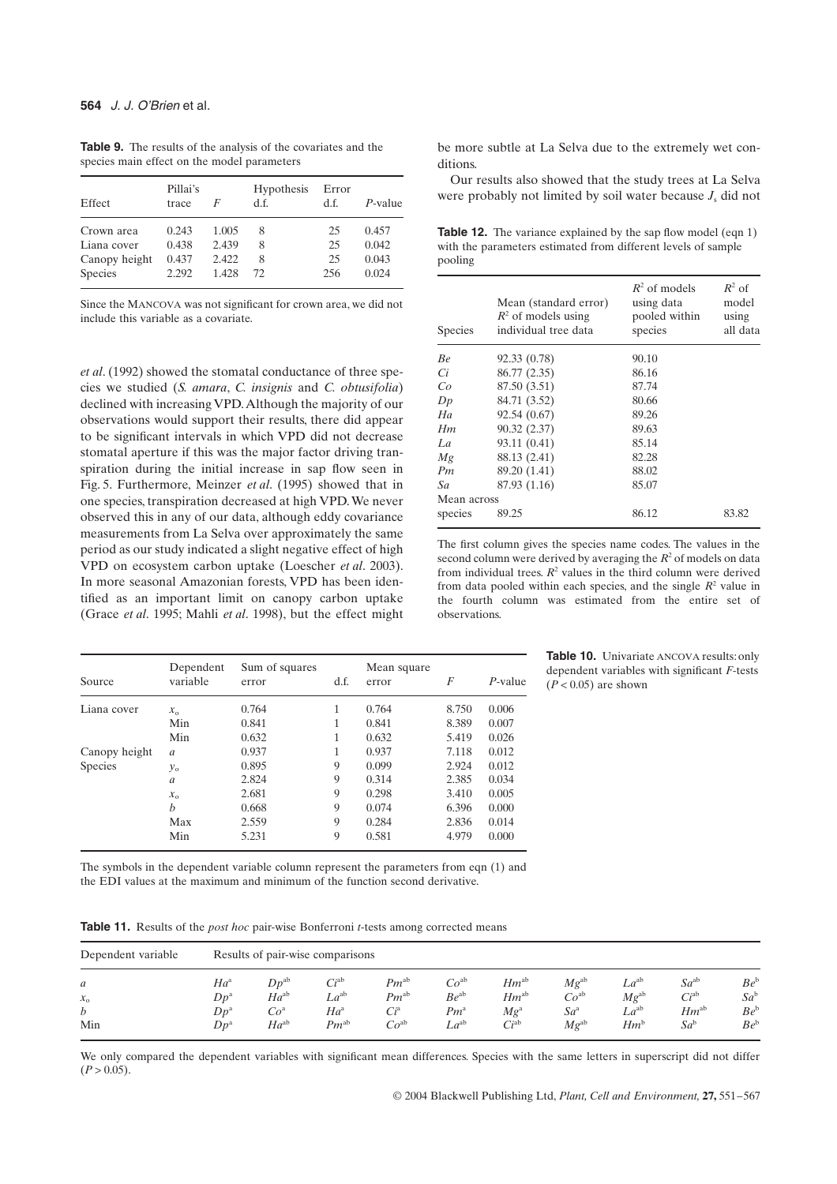**Table 9.** The results of the analysis of the covariates and the species main effect on the model parameters

| Effect | Pillai's trace | $F$ | Hypothesis d.f. | Error d.f. | $P$-value |
|---|---|---|---|---|---|
| Crown area | 0.243 | 1.005 | 8 | 25 | 0.457 |
| Liana cover | 0.438 | 2.439 | 8 | 25 | 0.042 |
| Canopy height | 0.437 | 2.422 | 8 | 25 | 0.043 |
| Species | 2.292 | 1.428 | 72 | 256 | 0.024 |

Since the MANCOVA was not significant for crown area, we did not include this variable as a covariate.

*et al*. (1992) showed the stomatal conductance of three species we studied (*S. amara*, *C. insignis* and *C. obtusifolia*) declined with increasing VPD. Although the majority of our observations would support their results, there did appear to be significant intervals in which VPD did not decrease stomatal aperture if this was the major factor driving transpiration during the initial increase in sap flow seen in Fig. 5. Furthermore, Meinzer *et al*. (1995) showed that in one species, transpiration decreased at high VPD. We never observed this in any of our data, although eddy covariance measurements from La Selva over approximately the same period as our study indicated a slight negative effect of high VPD on ecosystem carbon uptake (Loescher *et al*. 2003). In more seasonal Amazonian forests, VPD has been identified as an important limit on canopy carbon uptake (Grace *et al*. 1995; Mahli *et al*. 1998), but the effect might be more subtle at La Selva due to the extremely wet conditions.

Our results also showed that the study trees at La Selva were probably not limited by soil water because $J_s$ did not

**Table 12.** The variance explained by the sap flow model (eqn 1) with the parameters estimated from different levels of sample pooling

| Species | Mean (standard error) $R^2$ of models using individual tree data | $R^2$ of models using data pooled within species | $R^2$ of model using all data |
|---|---|---|---|
| *Be* | 92.33 (0.78) | 90.10 | |
| *Ci* | 86.77 (2.35) | 86.16 | |
| *Co* | 87.50 (3.51) | 87.74 | |
| *Dp* | 84.71 (3.52) | 80.66 | |
| *Ha* | 92.54 (0.67) | 89.26 | |
| *Hm* | 90.32 (2.37) | 89.63 | |
| *La* | 93.11 (0.41) | 85.14 | |
| *Mg* | 88.13 (2.41) | 82.28 | |
| *Pm* | 89.20 (1.41) | 88.02 | |
| *Sa* | 87.93 (1.16) | 85.07 | |
| Mean across species | 89.25 | 86.12 | 83.82 |

The first column gives the species name codes. The values in the second column were derived by averaging the $R^2$ of models on data from individual trees. $R^2$ values in the third column were derived from data pooled within each species, and the single $R^2$ value in the fourth column was estimated from the entire set of observations.

**Table 10.** Univariate ANCOVA results: only dependent variables with significant $F$-tests ($P < 0.05$) are shown

| Source | Dependent variable | Sum of squares error | d.f. | Mean square error | $F$ | $P$-value |
|---|---|---|---|---|---|---|
| Liana cover | $x_o$ | 0.764 | 1 | 0.764 | 8.750 | 0.006 |
| | Min | 0.841 | 1 | 0.841 | 8.389 | 0.007 |
| | Min | 0.632 | 1 | 0.632 | 5.419 | 0.026 |
| Canopy height | $a$ | 0.937 | 1 | 0.937 | 7.118 | 0.012 |
| Species | $y_o$ | 0.895 | 9 | 0.099 | 2.924 | 0.012 |
| | $a$ | 2.824 | 9 | 0.314 | 2.385 | 0.034 |
| | $x_o$ | 2.681 | 9 | 0.298 | 3.410 | 0.005 |
| | $b$ | 0.668 | 9 | 0.074 | 6.396 | 0.000 |
| | Max | 2.559 | 9 | 0.284 | 2.836 | 0.014 |
| | Min | 5.231 | 9 | 0.581 | 4.979 | 0.000 |

The symbols in the dependent variable column represent the parameters from eqn (1) and the EDI values at the maximum and minimum of the function second derivative.

**Table 11.** Results of the *post hoc* pair-wise Bonferroni *t*-tests among corrected means

| Dependent variable | Results of pair-wise comparisons | | | | | | | | | |
|---|---|---|---|---|---|---|---|---|---|---|
| $a$ | $Ha^{a}$ | $Dp^{ab}$ | $Ci^{ab}$ | $Pm^{ab}$ | $Co^{ab}$ | $Hm^{ab}$ | $Mg^{ab}$ | $La^{ab}$ | $Sa^{ab}$ | $Be^{b}$ |
| $x_o$ | $Dp^{a}$ | $Ha^{ab}$ | $La^{ab}$ | $Pm^{ab}$ | $Be^{ab}$ | $Hm^{ab}$ | $Co^{ab}$ | $Mg^{ab}$ | $Ci^{ab}$ | $Sa^{b}$ |
| $b$ | $Dp^{a}$ | $Co^{a}$ | $Ha^{a}$ | $Ci^{a}$ | $Pm^{a}$ | $Mg^{a}$ | $Sa^{a}$ | $La^{ab}$ | $Hm^{ab}$ | $Be^{b}$ |
| Min | $Dp^{a}$ | $Ha^{ab}$ | $Pm^{ab}$ | $Co^{ab}$ | $La^{ab}$ | $Ci^{ab}$ | $Mg^{ab}$ | $Hm^{b}$ | $Sa^{b}$ | $Be^{b}$ |

We only compared the dependent variables with significant mean differences. Species with the same letters in superscript did not differ ($P > 0.05$).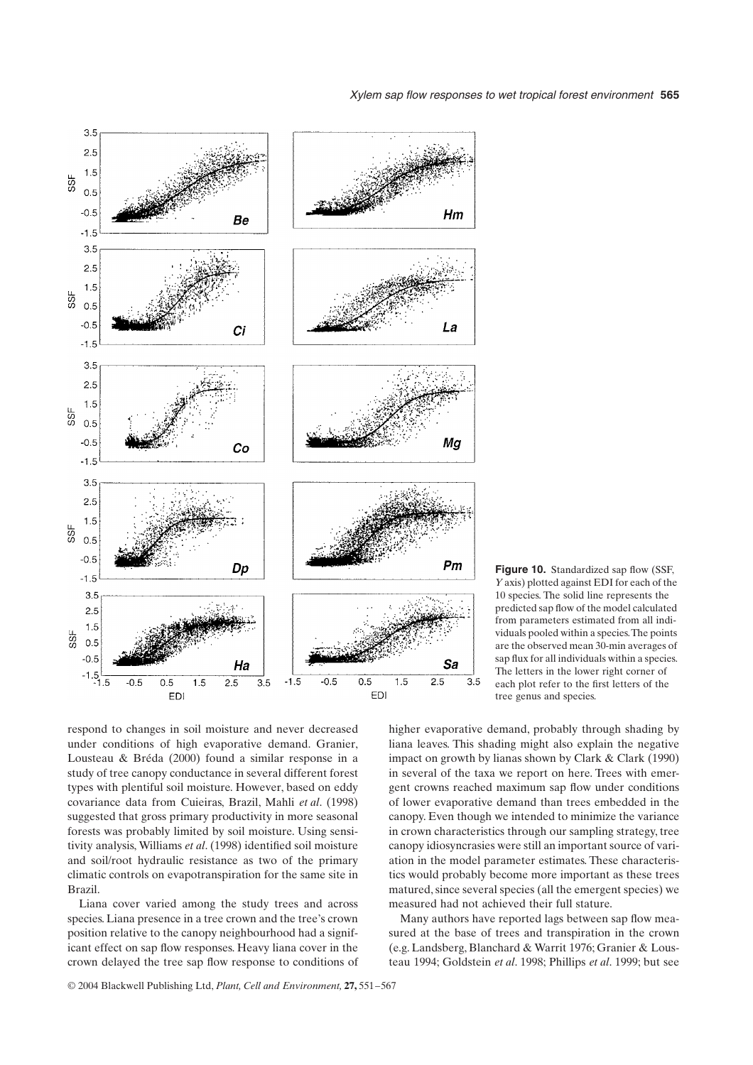**Figure 10.** Standardized sap flow (SSF, *Y* axis) plotted against EDI for each of the 10 species. The solid line represents the predicted sap flow of the model calculated from parameters estimated from all individuals pooled within a species. The points are the observed mean 30-min averages of sap flux for all individuals within a species. The letters in the lower right corner of each plot refer to the first letters of the tree genus and species.

respond to changes in soil moisture and never decreased under conditions of high evaporative demand. Granier, Lousteau & Bréda (2000) found a similar response in a study of tree canopy conductance in several different forest types with plentiful soil moisture. However, based on eddy covariance data from Cuieiras, Brazil, Mahli *et al*. (1998) suggested that gross primary productivity in more seasonal forests was probably limited by soil moisture. Using sensitivity analysis, Williams *et al*. (1998) identified soil moisture and soil/root hydraulic resistance as two of the primary climatic controls on evapotranspiration for the same site in Brazil.

Liana cover varied among the study trees and across species. Liana presence in a tree crown and the tree's crown position relative to the canopy neighbourhood had a significant effect on sap flow responses. Heavy liana cover in the crown delayed the tree sap flow response to conditions of higher evaporative demand, probably through shading by liana leaves. This shading might also explain the negative impact on growth by lianas shown by Clark & Clark (1990) in several of the taxa we report on here. Trees with emergent crowns reached maximum sap flow under conditions of lower evaporative demand than trees embedded in the canopy. Even though we intended to minimize the variance in crown characteristics through our sampling strategy, tree canopy idiosyncrasies were still an important source of variation in the model parameter estimates. These characteristics would probably become more important as these trees matured, since several species (all the emergent species) we measured had not achieved their full stature.

Many authors have reported lags between sap flow measured at the base of trees and transpiration in the crown (e.g. Landsberg, Blanchard & Warrit 1976; Granier & Lousteau 1994; Goldstein *et al*. 1998; Phillips *et al*. 1999; but see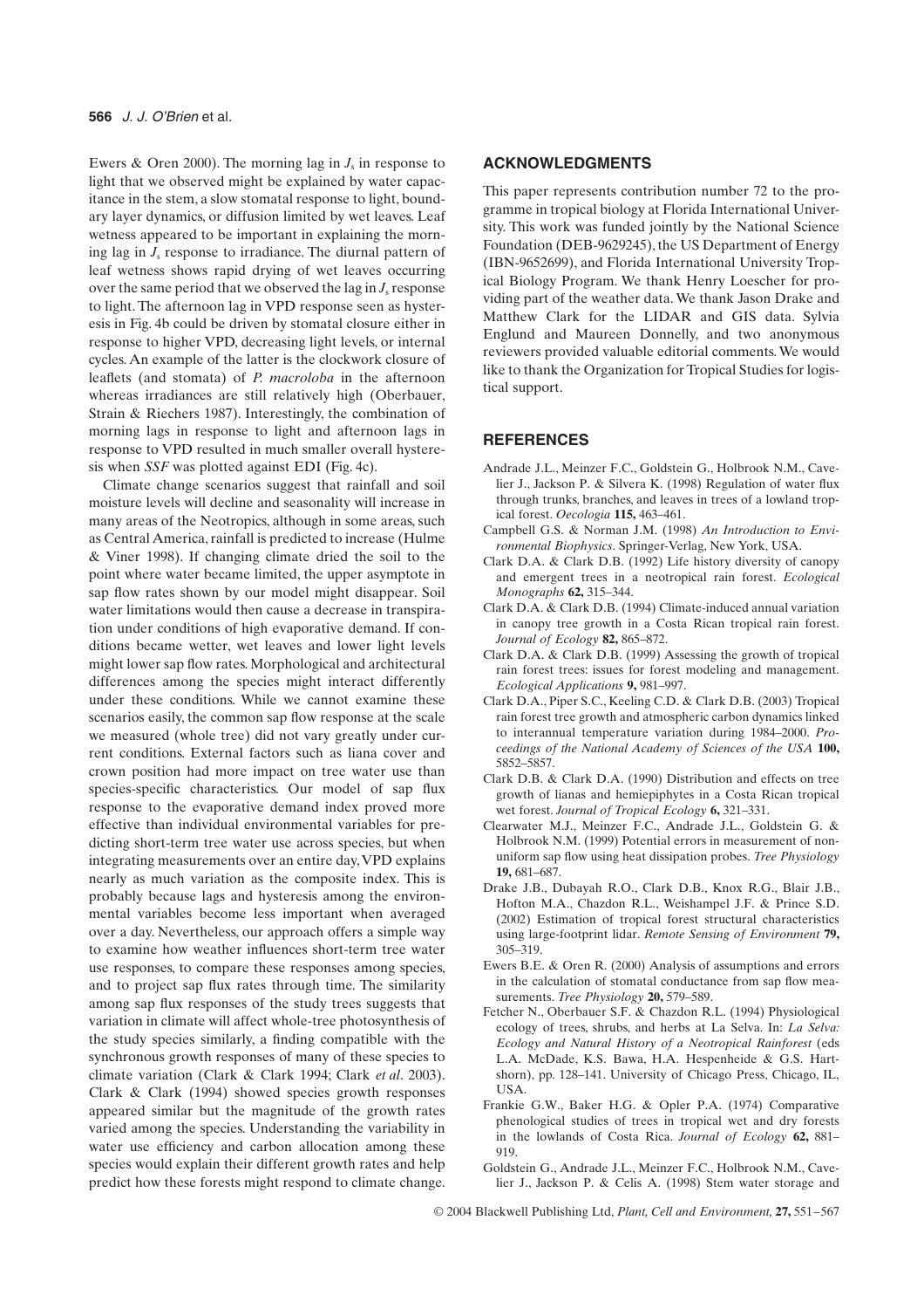Ewers & Oren 2000). The morning lag in $J_s$ in response to light that we observed might be explained by water capacitance in the stem, a slow stomatal response to light, boundary layer dynamics, or diffusion limited by wet leaves. Leaf wetness appeared to be important in explaining the morning lag in $J_s$ response to irradiance. The diurnal pattern of leaf wetness shows rapid drying of wet leaves occurring over the same period that we observed the lag in $J_s$ response to light. The afternoon lag in VPD response seen as hysteresis in Fig. 4b could be driven by stomatal closure either in response to higher VPD, decreasing light levels, or internal cycles. An example of the latter is the clockwork closure of leaflets (and stomata) of *P. macroloba* in the afternoon whereas irradiances are still relatively high (Oberbauer, Strain & Riechers 1987). Interestingly, the combination of morning lags in response to light and afternoon lags in response to VPD resulted in much smaller overall hysteresis when *SSF* was plotted against EDI (Fig. 4c).

Climate change scenarios suggest that rainfall and soil moisture levels will decline and seasonality will increase in many areas of the Neotropics, although in some areas, such as Central America, rainfall is predicted to increase (Hulme & Viner 1998). If changing climate dried the soil to the point where water became limited, the upper asymptote in sap flow rates shown by our model might disappear. Soil water limitations would then cause a decrease in transpiration under conditions of high evaporative demand. If conditions became wetter, wet leaves and lower light levels might lower sap flow rates. Morphological and architectural differences among the species might interact differently under these conditions. While we cannot examine these scenarios easily, the common sap flow response at the scale we measured (whole tree) did not vary greatly under current conditions. External factors such as liana cover and crown position had more impact on tree water use than species-specific characteristics. Our model of sap flux response to the evaporative demand index proved more effective than individual environmental variables for predicting short-term tree water use across species, but when integrating measurements over an entire day, VPD explains nearly as much variation as the composite index. This is probably because lags and hysteresis among the environmental variables become less important when averaged over a day. Nevertheless, our approach offers a simple way to examine how weather influences short-term tree water use responses, to compare these responses among species, and to project sap flux rates through time. The similarity among sap flux responses of the study trees suggests that variation in climate will affect whole-tree photosynthesis of the study species similarly, a finding compatible with the synchronous growth responses of many of these species to climate variation (Clark & Clark 1994; Clark *et al*. 2003). Clark & Clark (1994) showed species growth responses appeared similar but the magnitude of the growth rates varied among the species. Understanding the variability in water use efficiency and carbon allocation among these species would explain their different growth rates and help predict how these forests might respond to climate change.

## ACKNOWLEDGMENTS

This paper represents contribution number 72 to the programme in tropical biology at Florida International University. This work was funded jointly by the National Science Foundation (DEB-9629245), the US Department of Energy (IBN-9652699), and Florida International University Tropical Biology Program. We thank Henry Loescher for providing part of the weather data. We thank Jason Drake and Matthew Clark for the LIDAR and GIS data. Sylvia Englund and Maureen Donnelly, and two anonymous reviewers provided valuable editorial comments. We would like to thank the Organization for Tropical Studies for logistical support.

## REFERENCES

Andrade J.L., Meinzer F.C., Goldstein G., Holbrook N.M., Cavelier J., Jackson P. & Silvera K. (1998) Regulation of water flux through trunks, branches, and leaves in trees of a lowland tropical forest. *Oecologia* **115,** 463–461.

Campbell G.S. & Norman J.M. (1998) *An Introduction to Environmental Biophysics*. Springer-Verlag, New York, USA.

Clark D.A. & Clark D.B. (1992) Life history diversity of canopy and emergent trees in a neotropical rain forest. *Ecological Monographs* **62,** 315–344.

Clark D.A. & Clark D.B. (1994) Climate-induced annual variation in canopy tree growth in a Costa Rican tropical rain forest. *Journal of Ecology* **82,** 865–872.

Clark D.A. & Clark D.B. (1999) Assessing the growth of tropical rain forest trees: issues for forest modeling and management. *Ecological Applications* **9,** 981–997.

Clark D.A., Piper S.C., Keeling C.D. & Clark D.B. (2003) Tropical rain forest tree growth and atmospheric carbon dynamics linked to interannual temperature variation during 1984–2000. *Proceedings of the National Academy of Sciences of the USA* **100,** 5852–5857.

Clark D.B. & Clark D.A. (1990) Distribution and effects on tree growth of lianas and hemiepiphytes in a Costa Rican tropical wet forest. *Journal of Tropical Ecology* **6,** 321–331.

Clearwater M.J., Meinzer F.C., Andrade J.L., Goldstein G. & Holbrook N.M. (1999) Potential errors in measurement of nonuniform sap flow using heat dissipation probes. *Tree Physiology* **19,** 681–687.

Drake J.B., Dubayah R.O., Clark D.B., Knox R.G., Blair J.B., Hofton M.A., Chazdon R.L., Weishampel J.F. & Prince S.D. (2002) Estimation of tropical forest structural characteristics using large-footprint lidar. *Remote Sensing of Environment* **79,** 305–319.

Ewers B.E. & Oren R. (2000) Analysis of assumptions and errors in the calculation of stomatal conductance from sap flow measurements. *Tree Physiology* **20,** 579–589.

Fetcher N., Oberbauer S.F. & Chazdon R.L. (1994) Physiological ecology of trees, shrubs, and herbs at La Selva. In: *La Selva: Ecology and Natural History of a Neotropical Rainforest* (eds L.A. McDade, K.S. Bawa, H.A. Hespenheide & G.S. Hartshorn), pp. 128–141. University of Chicago Press, Chicago, IL, USA.

Frankie G.W., Baker H.G. & Opler P.A. (1974) Comparative phenological studies of trees in tropical wet and dry forests in the lowlands of Costa Rica. *Journal of Ecology* **62,** 881–919.

Goldstein G., Andrade J.L., Meinzer F.C., Holbrook N.M., Cavelier J., Jackson P. & Celis A. (1998) Stem water storage and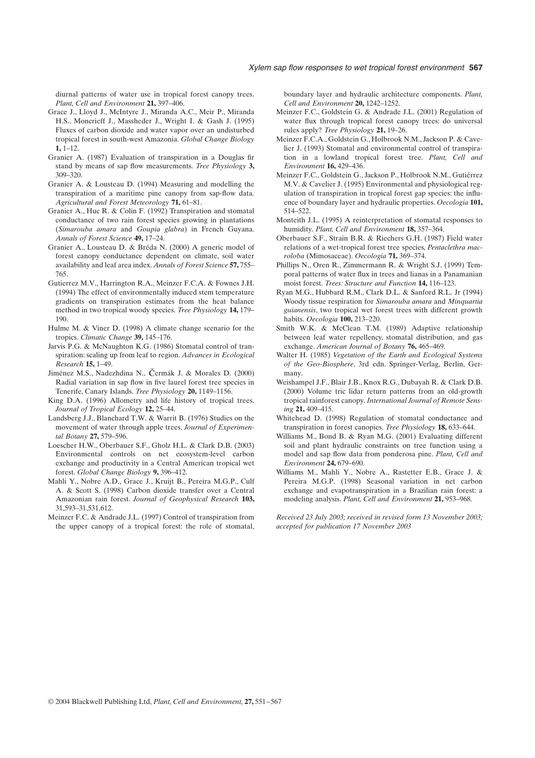diurnal patterns of water use in tropical forest canopy trees. *Plant, Cell and Environment* **21,** 397–406.

Grace J., Lloyd J., McIntyre J., Miranda A.C., Meir P., Miranda H.S., Moncrieff J., Massheder J., Wright I. & Gash J. (1995) Fluxes of carbon dioxide and water vapor over an undisturbed tropical forest in south-west Amazonia. *Global Change Biology* **1,** 1–12.

Granier A. (1987) Evaluation of transpiration in a Douglas fir stand by means of sap flow measurements. *Tree Physiology* **3,** 309–320.

Granier A. & Lousteau D. (1994) Measuring and modelling the transpiration of a maritime pine canopy from sap-flow data. *Agricultural and Forest Meteorology* **71,** 61–81.

Granier A., Huc R. & Colin F. (1992) Transpiration and stomatal conductance of two rain forest species growing in plantations (*Simarouba amara* and *Goupia glabra*) in French Guyana. *Annals of Forest Science* **49,** 17–24.

Granier A., Lousteau D. & Bréda N. (2000) A generic model of forest canopy conductance dependent on climate, soil water availability and leaf area index. *Annals of Forest Science* **57,** 755–765.

Gutierrez M.V., Harrington R.A., Meinzer F.C.A. & Fownes J.H. (1994) The effect of environmentally induced stem temperature gradients on transpiration estimates from the heat balance method in two tropical woody species. *Tree Physiology* **14,** 179–190.

Hulme M. & Viner D. (1998) A climate change scenario for the tropics. *Climatic Change* **39,** 145–176.

Jarvis P.G. & McNaughton K.G. (1986) Stomatal control of transpiration: scaling up from leaf to region. *Advances in Ecological Research* **15,** 1–49.

Jiménez M.S., Nadezhdina N., Čermák J. & Morales D. (2000) Radial variation in sap flow in five laurel forest tree species in Tenerife, Canary Islands. *Tree Physiology* **20,** 1149–1156.

King D.A. (1996) Allometry and life history of tropical trees. *Journal of Tropical Ecology* **12,** 25–44.

Landsberg J.J., Blanchard T.W. & Warrit B. (1976) Studies on the movement of water through apple trees. *Journal of Experimental Botany* **27,** 579–596.

Loescher H.W., Oberbauer S.F., Gholz H.L. & Clark D.B. (2003) Environmental controls on net ecosystem-level carbon exchange and productivity in a Central American tropical wet forest. *Global Change Biology* **9,** 396–412.

Mahli Y., Nobre A.D., Grace J., Kruijt B., Pereira M.G.P., Culf A. & Scott S. (1998) Carbon dioxide transfer over a Central Amazonian rain forest. *Journal of Geophysical Research* **103,** 31,593–31,531,612.

Meinzer F.C. & Andrade J.L. (1997) Control of transpiration from the upper canopy of a tropical forest: the role of stomatal, boundary layer and hydraulic architecture components. *Plant, Cell and Environment* **20,** 1242–1252.

Meinzer F.C., Goldstein G. & Andrade J.L. (2001) Regulation of water flux through tropical forest canopy trees: do universal rules apply? *Tree Physiology* **21,** 19–26.

Meinzer F.C.A., Goldstein G., Holbrook N.M., Jackson P. & Cavelier J. (1993) Stomatal and environmental control of transpiration in a lowland tropical forest tree. *Plant, Cell and Environment* **16,** 429–436.

Meinzer F.C., Goldstein G., Jackson P., Holbrook N.M., Gutiérrez M.V. & Cavelier J. (1995) Environmental and physiological regulation of transpiration in tropical forest gap species: the influence of boundary layer and hydraulic properties. *Oecologia* **101,** 514–522.

Monteith J.L. (1995) A reinterpretation of stomatal responses to humidity. *Plant, Cell and Environment* **18,** 357–364.

Oberbauer S.F., Strain B.R. & Riechers G.H. (1987) Field water relations of a wet-tropical forest tree species, *Pentaclethra macroloba* (Mimosaceae). *Oecologia* **71,** 369–374.

Phillips N., Oren R., Zimmermann R. & Wright S.J. (1999) Temporal patterns of water flux in trees and lianas in a Panamanian moist forest. *Trees: Structure and Function* **14,** 116–123.

Ryan M.G., Hubbard R.M., Clark D.L. & Sanford R.L. Jr (1994) Woody tissue respiration for *Simarouba amara* and *Minquartia guianensis*, two tropical wet forest trees with different growth habits. *Oecologia* **100,** 213–220.

Smith W.K. & McClean T.M. (1989) Adaptive relationship between leaf water repellency, stomatal distribution, and gas exchange. *American Journal of Botany* **76,** 465–469.

Walter H. (1985) *Vegetation of the Earth and Ecological Systems of the Geo-Biosphere*, 3rd edn. Springer-Verlag, Berlin, Germany.

Weishampel J.F., Blair J.B., Knox R.G., Dubayah R. & Clark D.B. (2000) Volume tric lidar return patterns from an old-growth tropical rainforest canopy. *International Journal of Remote Sensing* **21,** 409–415.

Whitehead D. (1998) Regulation of stomatal conductance and transpiration in forest canopies. *Tree Physiology* **18,** 633–644.

Williams M., Bond B. & Ryan M.G. (2001) Evaluating different soil and plant hydraulic constraints on tree function using a model and sap flow data from ponderosa pine. *Plant, Cell and Environment* **24,** 679–690.

Williams M., Mahli Y., Nobre A., Rastetter E.B., Grace J. & Pereira M.G.P. (1998) Seasonal variation in net carbon exchange and evapotranspiration in a Brazilian rain forest: a modeling analysis. *Plant, Cell and Environment* **21,** 953–968.

*Received 23 July 2003; received in revised form 13 November 2003; accepted for publication 17 November 2003*